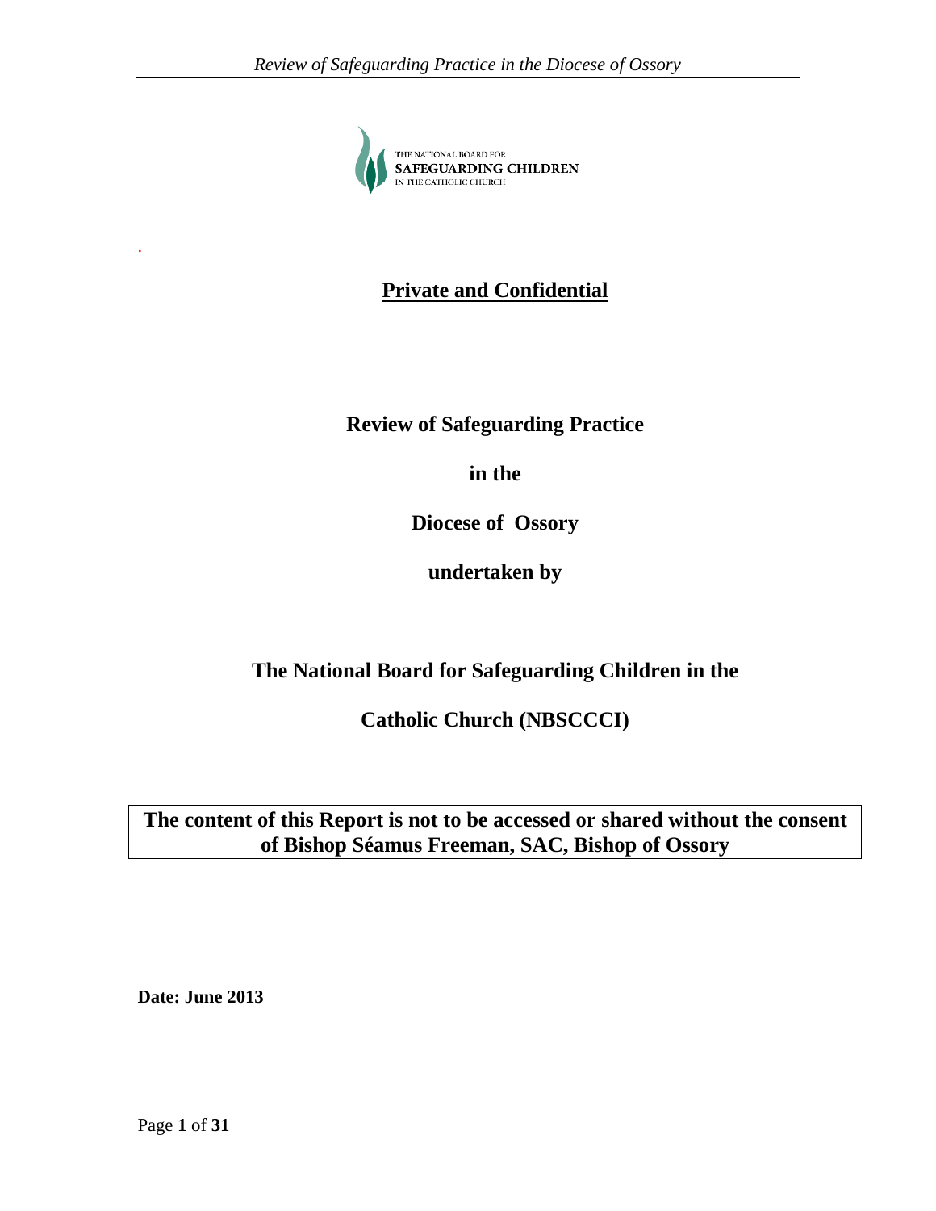THE NATIONAL BOARD FOR
**SAFEGUARDING CHILDREN**
IN THE CATHOLIC CHURCH

**Private and Confidential**

**Review of Safeguarding Practice**

**in the**

**Diocese of Ossory**

**undertaken by**

**The National Board for Safeguarding Children in the**

**Catholic Church (NBSCCCI)**

| **The content of this Report is not to be accessed or shared without the consent of Bishop Séamus Freeman, SAC, Bishop of Ossory** |
|---|

**Date: June 2013**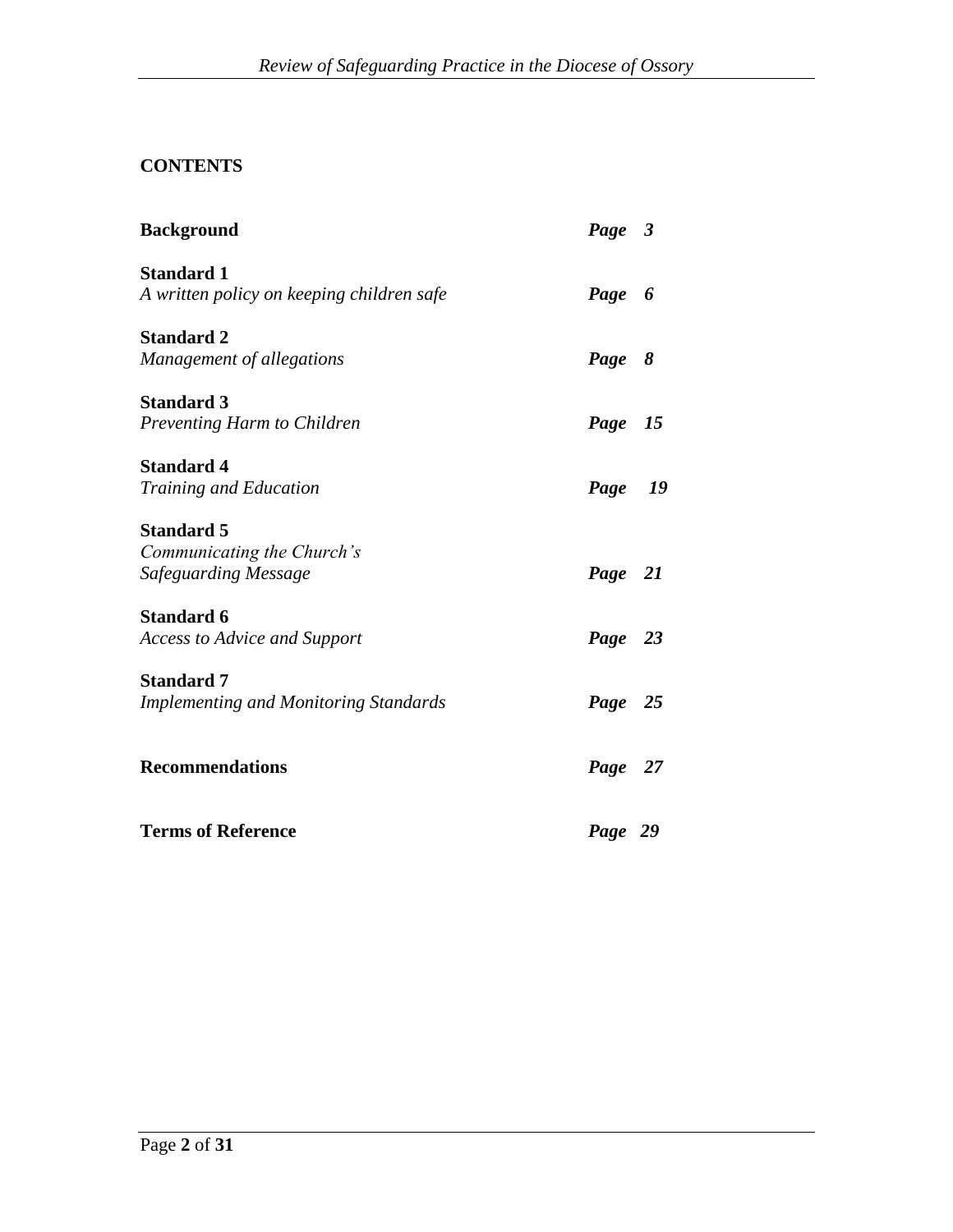**CONTENTS**

| | |
|---|---|
| **Background** | ***Page 3*** |
| **Standard 1** <br> *A written policy on keeping children safe* | ***Page 6*** |
| **Standard 2** <br> *Management of allegations* | ***Page 8*** |
| **Standard 3** <br> *Preventing Harm to Children* | ***Page 15*** |
| **Standard 4** <br> *Training and Education* | ***Page 19*** |
| **Standard 5** <br> *Communicating the Church's Safeguarding Message* | ***Page 21*** |
| **Standard 6** <br> *Access to Advice and Support* | ***Page 23*** |
| **Standard 7** <br> *Implementing and Monitoring Standards* | ***Page 25*** |
| **Recommendations** | ***Page 27*** |
| **Terms of Reference** | ***Page 29*** |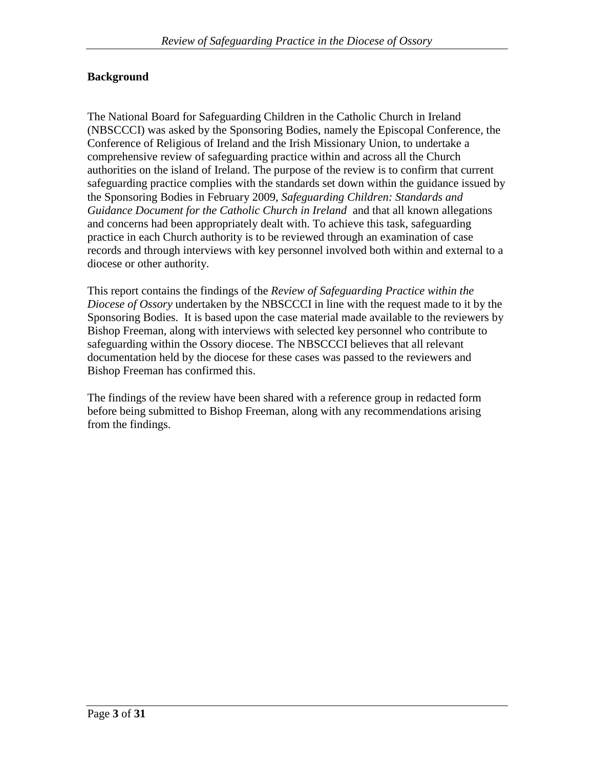## Background

The National Board for Safeguarding Children in the Catholic Church in Ireland (NBSCCCI) was asked by the Sponsoring Bodies, namely the Episcopal Conference, the Conference of Religious of Ireland and the Irish Missionary Union, to undertake a comprehensive review of safeguarding practice within and across all the Church authorities on the island of Ireland. The purpose of the review is to confirm that current safeguarding practice complies with the standards set down within the guidance issued by the Sponsoring Bodies in February 2009, *Safeguarding Children: Standards and Guidance Document for the Catholic Church in Ireland* and that all known allegations and concerns had been appropriately dealt with. To achieve this task, safeguarding practice in each Church authority is to be reviewed through an examination of case records and through interviews with key personnel involved both within and external to a diocese or other authority.

This report contains the findings of the *Review of Safeguarding Practice within the Diocese of Ossory* undertaken by the NBSCCCI in line with the request made to it by the Sponsoring Bodies. It is based upon the case material made available to the reviewers by Bishop Freeman, along with interviews with selected key personnel who contribute to safeguarding within the Ossory diocese. The NBSCCCI believes that all relevant documentation held by the diocese for these cases was passed to the reviewers and Bishop Freeman has confirmed this.

The findings of the review have been shared with a reference group in redacted form before being submitted to Bishop Freeman, along with any recommendations arising from the findings.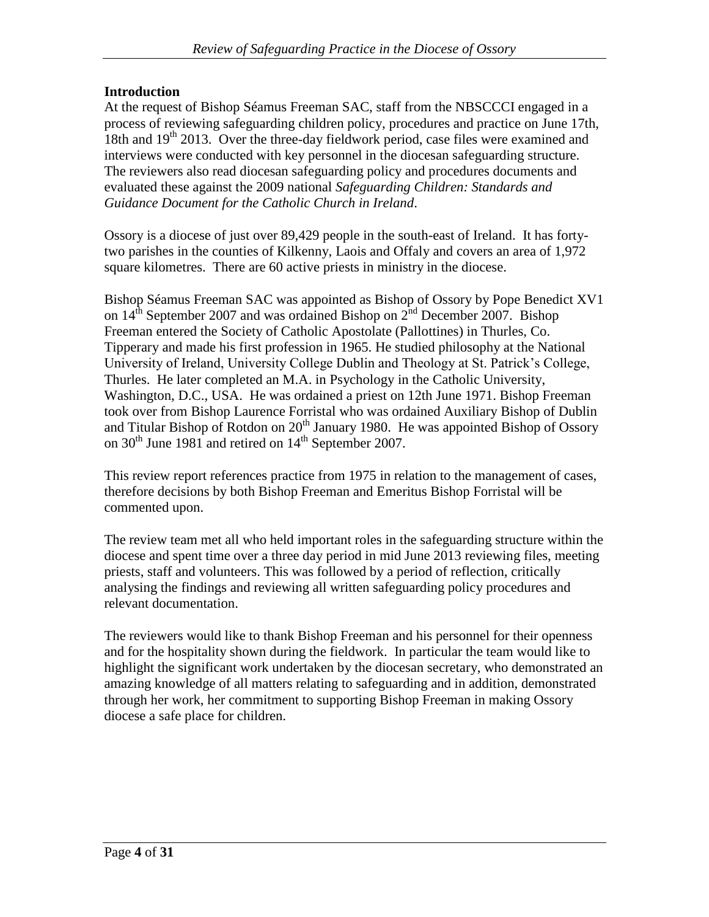**Introduction**

At the request of Bishop Séamus Freeman SAC, staff from the NBSCCCI engaged in a process of reviewing safeguarding children policy, procedures and practice on June 17th, 18th and 19th 2013. Over the three-day fieldwork period, case files were examined and interviews were conducted with key personnel in the diocesan safeguarding structure. The reviewers also read diocesan safeguarding policy and procedures documents and evaluated these against the 2009 national *Safeguarding Children: Standards and Guidance Document for the Catholic Church in Ireland*.

Ossory is a diocese of just over 89,429 people in the south-east of Ireland. It has forty-two parishes in the counties of Kilkenny, Laois and Offaly and covers an area of 1,972 square kilometres. There are 60 active priests in ministry in the diocese.

Bishop Séamus Freeman SAC was appointed as Bishop of Ossory by Pope Benedict XV1 on 14th September 2007 and was ordained Bishop on 2nd December 2007. Bishop Freeman entered the Society of Catholic Apostolate (Pallottines) in Thurles, Co. Tipperary and made his first profession in 1965. He studied philosophy at the National University of Ireland, University College Dublin and Theology at St. Patrick's College, Thurles. He later completed an M.A. in Psychology in the Catholic University, Washington, D.C., USA. He was ordained a priest on 12th June 1971. Bishop Freeman took over from Bishop Laurence Forristal who was ordained Auxiliary Bishop of Dublin and Titular Bishop of Rotdon on 20th January 1980. He was appointed Bishop of Ossory on 30th June 1981 and retired on 14th September 2007.

This review report references practice from 1975 in relation to the management of cases, therefore decisions by both Bishop Freeman and Emeritus Bishop Forristal will be commented upon.

The review team met all who held important roles in the safeguarding structure within the diocese and spent time over a three day period in mid June 2013 reviewing files, meeting priests, staff and volunteers. This was followed by a period of reflection, critically analysing the findings and reviewing all written safeguarding policy procedures and relevant documentation.

The reviewers would like to thank Bishop Freeman and his personnel for their openness and for the hospitality shown during the fieldwork. In particular the team would like to highlight the significant work undertaken by the diocesan secretary, who demonstrated an amazing knowledge of all matters relating to safeguarding and in addition, demonstrated through her work, her commitment to supporting Bishop Freeman in making Ossory diocese a safe place for children.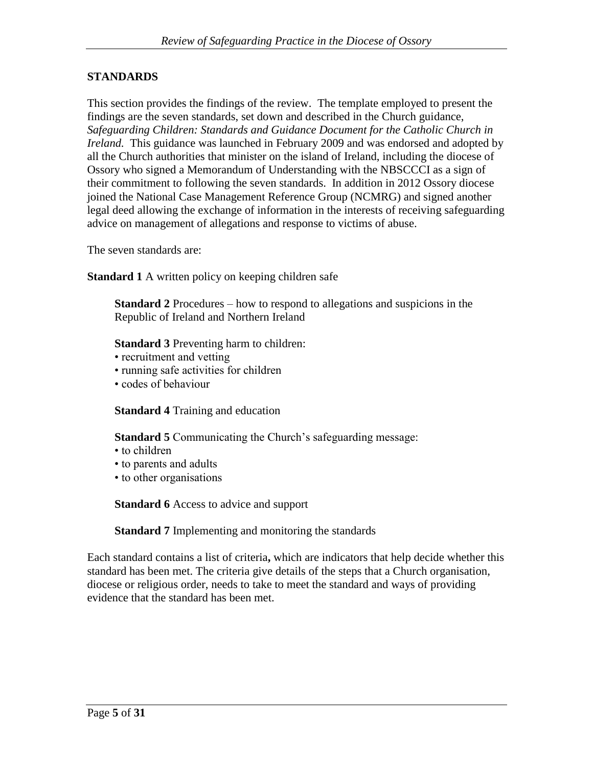## STANDARDS

This section provides the findings of the review. The template employed to present the findings are the seven standards, set down and described in the Church guidance, *Safeguarding Children: Standards and Guidance Document for the Catholic Church in Ireland.* This guidance was launched in February 2009 and was endorsed and adopted by all the Church authorities that minister on the island of Ireland, including the diocese of Ossory who signed a Memorandum of Understanding with the NBSCCCI as a sign of their commitment to following the seven standards. In addition in 2012 Ossory diocese joined the National Case Management Reference Group (NCMRG) and signed another legal deed allowing the exchange of information in the interests of receiving safeguarding advice on management of allegations and response to victims of abuse.

The seven standards are:

**Standard 1** A written policy on keeping children safe

**Standard 2** Procedures – how to respond to allegations and suspicions in the Republic of Ireland and Northern Ireland

**Standard 3** Preventing harm to children:
- recruitment and vetting
- running safe activities for children
- codes of behaviour

**Standard 4** Training and education

**Standard 5** Communicating the Church's safeguarding message:
- to children
- to parents and adults
- to other organisations

**Standard 6** Access to advice and support

**Standard 7** Implementing and monitoring the standards

Each standard contains a list of criteria**,** which are indicators that help decide whether this standard has been met. The criteria give details of the steps that a Church organisation, diocese or religious order, needs to take to meet the standard and ways of providing evidence that the standard has been met.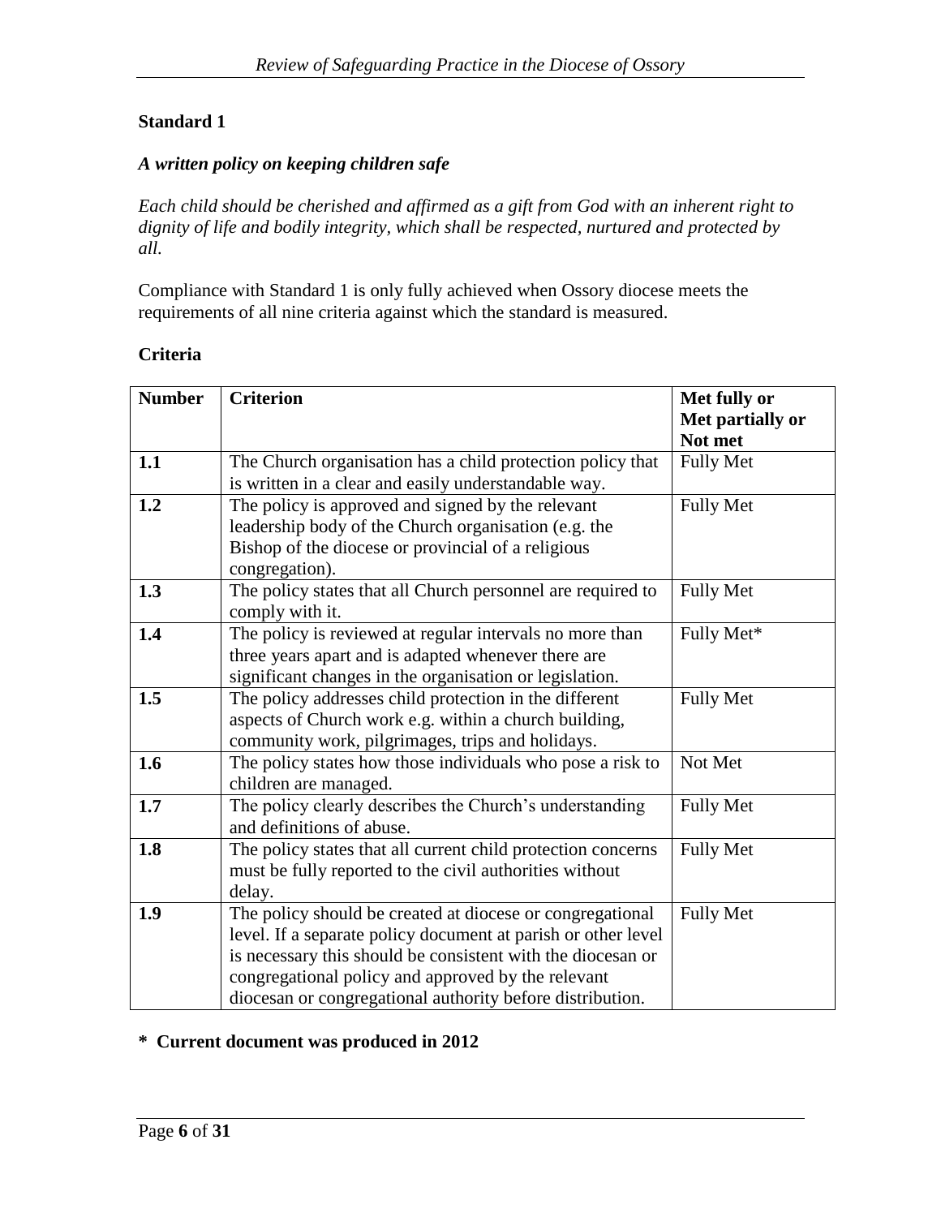## Standard 1

### *A written policy on keeping children safe*

*Each child should be cherished and affirmed as a gift from God with an inherent right to dignity of life and bodily integrity, which shall be respected, nurtured and protected by all.*

Compliance with Standard 1 is only fully achieved when Ossory diocese meets the requirements of all nine criteria against which the standard is measured.

**Criteria**

| Number | Criterion | Met fully or Met partially or Not met |
|---|---|---|
| **1.1** | The Church organisation has a child protection policy that is written in a clear and easily understandable way. | Fully Met |
| **1.2** | The policy is approved and signed by the relevant leadership body of the Church organisation (e.g. the Bishop of the diocese or provincial of a religious congregation). | Fully Met |
| **1.3** | The policy states that all Church personnel are required to comply with it. | Fully Met |
| **1.4** | The policy is reviewed at regular intervals no more than three years apart and is adapted whenever there are significant changes in the organisation or legislation. | Fully Met* |
| **1.5** | The policy addresses child protection in the different aspects of Church work e.g. within a church building, community work, pilgrimages, trips and holidays. | Fully Met |
| **1.6** | The policy states how those individuals who pose a risk to children are managed. | Not Met |
| **1.7** | The policy clearly describes the Church's understanding and definitions of abuse. | Fully Met |
| **1.8** | The policy states that all current child protection concerns must be fully reported to the civil authorities without delay. | Fully Met |
| **1.9** | The policy should be created at diocese or congregational level. If a separate policy document at parish or other level is necessary this should be consistent with the diocesan or congregational policy and approved by the relevant diocesan or congregational authority before distribution. | Fully Met |

**\* Current document was produced in 2012**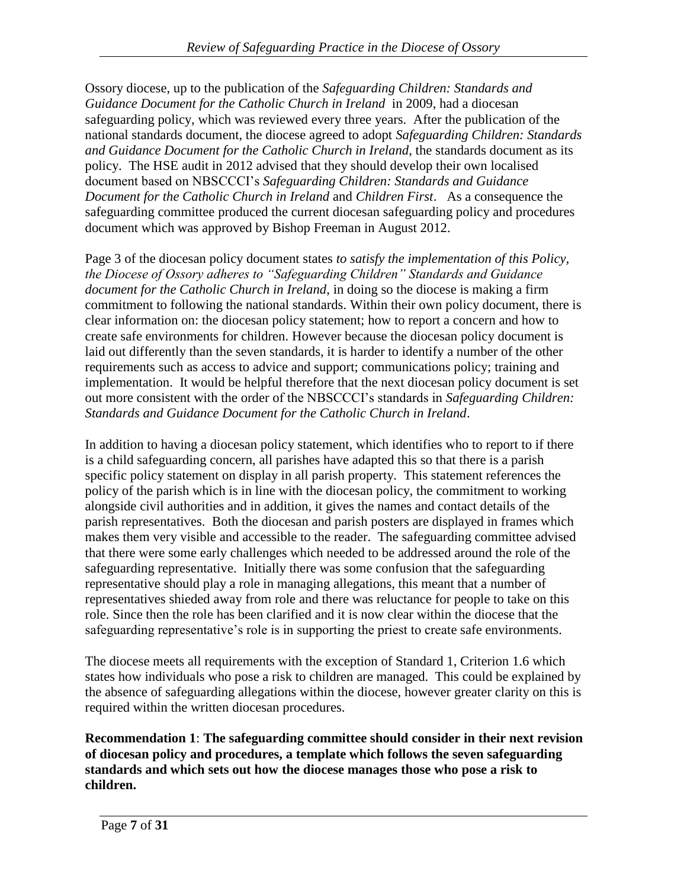Ossory diocese, up to the publication of the *Safeguarding Children: Standards and Guidance Document for the Catholic Church in Ireland* in 2009, had a diocesan safeguarding policy, which was reviewed every three years. After the publication of the national standards document, the diocese agreed to adopt *Safeguarding Children: Standards and Guidance Document for the Catholic Church in Ireland*, the standards document as its policy. The HSE audit in 2012 advised that they should develop their own localised document based on NBSCCCI's *Safeguarding Children: Standards and Guidance Document for the Catholic Church in Ireland* and *Children First*. As a consequence the safeguarding committee produced the current diocesan safeguarding policy and procedures document which was approved by Bishop Freeman in August 2012.

Page 3 of the diocesan policy document states *to satisfy the implementation of this Policy, the Diocese of Ossory adheres to "Safeguarding Children" Standards and Guidance document for the Catholic Church in Ireland*, in doing so the diocese is making a firm commitment to following the national standards. Within their own policy document, there is clear information on: the diocesan policy statement; how to report a concern and how to create safe environments for children. However because the diocesan policy document is laid out differently than the seven standards, it is harder to identify a number of the other requirements such as access to advice and support; communications policy; training and implementation. It would be helpful therefore that the next diocesan policy document is set out more consistent with the order of the NBSCCCI's standards in *Safeguarding Children: Standards and Guidance Document for the Catholic Church in Ireland*.

In addition to having a diocesan policy statement, which identifies who to report to if there is a child safeguarding concern, all parishes have adapted this so that there is a parish specific policy statement on display in all parish property. This statement references the policy of the parish which is in line with the diocesan policy, the commitment to working alongside civil authorities and in addition, it gives the names and contact details of the parish representatives. Both the diocesan and parish posters are displayed in frames which makes them very visible and accessible to the reader. The safeguarding committee advised that there were some early challenges which needed to be addressed around the role of the safeguarding representative. Initially there was some confusion that the safeguarding representative should play a role in managing allegations, this meant that a number of representatives shieded away from role and there was reluctance for people to take on this role. Since then the role has been clarified and it is now clear within the diocese that the safeguarding representative's role is in supporting the priest to create safe environments.

The diocese meets all requirements with the exception of Standard 1, Criterion 1.6 which states how individuals who pose a risk to children are managed. This could be explained by the absence of safeguarding allegations within the diocese, however greater clarity on this is required within the written diocesan procedures.

**Recommendation 1**: **The safeguarding committee should consider in their next revision of diocesan policy and procedures, a template which follows the seven safeguarding standards and which sets out how the diocese manages those who pose a risk to children.**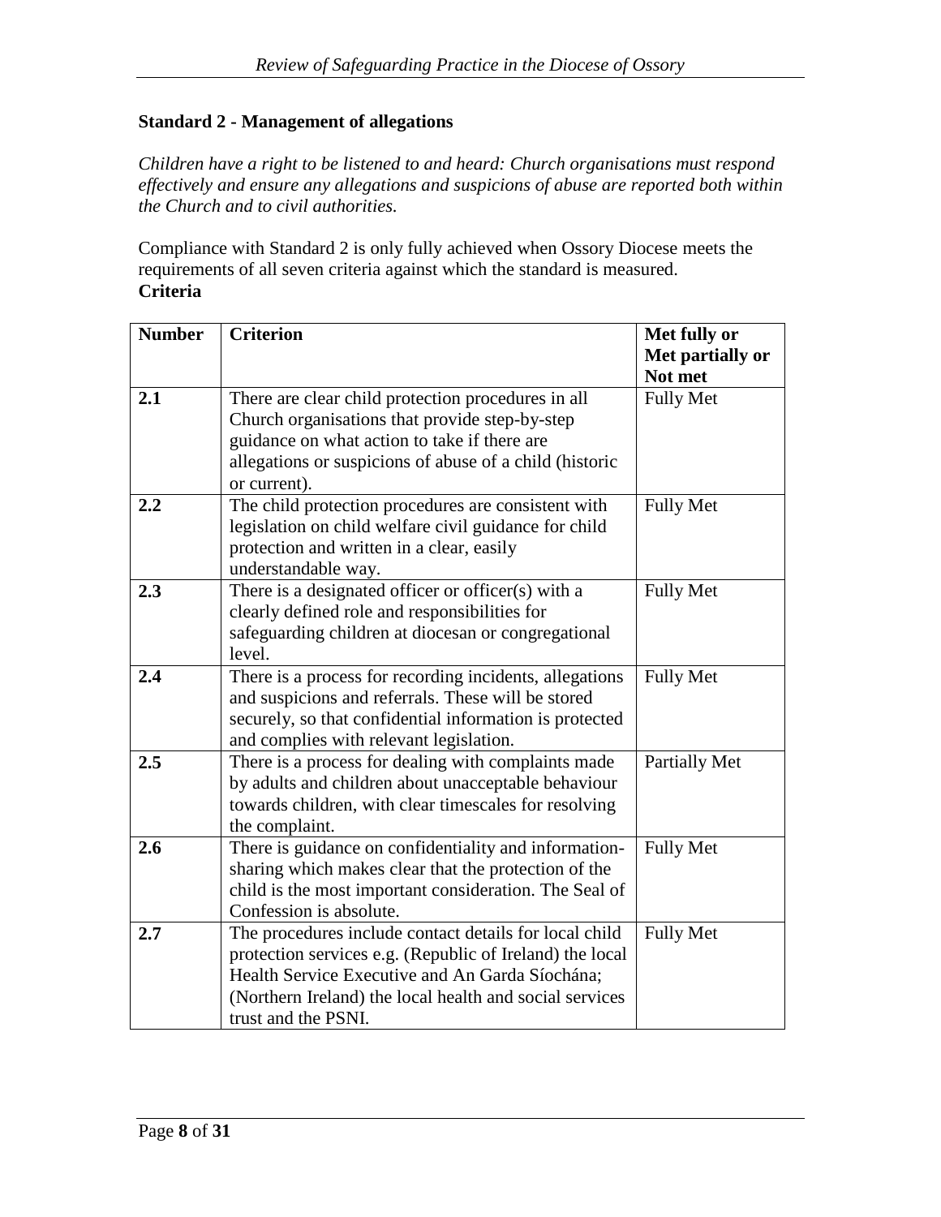### Standard 2 - Management of allegations

*Children have a right to be listened to and heard: Church organisations must respond effectively and ensure any allegations and suspicions of abuse are reported both within the Church and to civil authorities.*

Compliance with Standard 2 is only fully achieved when Ossory Diocese meets the requirements of all seven criteria against which the standard is measured.

**Criteria**

| Number | Criterion | Met fully or Met partially or Not met |
|---|---|---|
| **2.1** | There are clear child protection procedures in all Church organisations that provide step-by-step guidance on what action to take if there are allegations or suspicions of abuse of a child (historic or current). | Fully Met |
| **2.2** | The child protection procedures are consistent with legislation on child welfare civil guidance for child protection and written in a clear, easily understandable way. | Fully Met |
| **2.3** | There is a designated officer or officer(s) with a clearly defined role and responsibilities for safeguarding children at diocesan or congregational level. | Fully Met |
| **2.4** | There is a process for recording incidents, allegations and suspicions and referrals. These will be stored securely, so that confidential information is protected and complies with relevant legislation. | Fully Met |
| **2.5** | There is a process for dealing with complaints made by adults and children about unacceptable behaviour towards children, with clear timescales for resolving the complaint. | Partially Met |
| **2.6** | There is guidance on confidentiality and information-sharing which makes clear that the protection of the child is the most important consideration. The Seal of Confession is absolute. | Fully Met |
| **2.7** | The procedures include contact details for local child protection services e.g. (Republic of Ireland) the local Health Service Executive and An Garda Síochána; (Northern Ireland) the local health and social services trust and the PSNI. | Fully Met |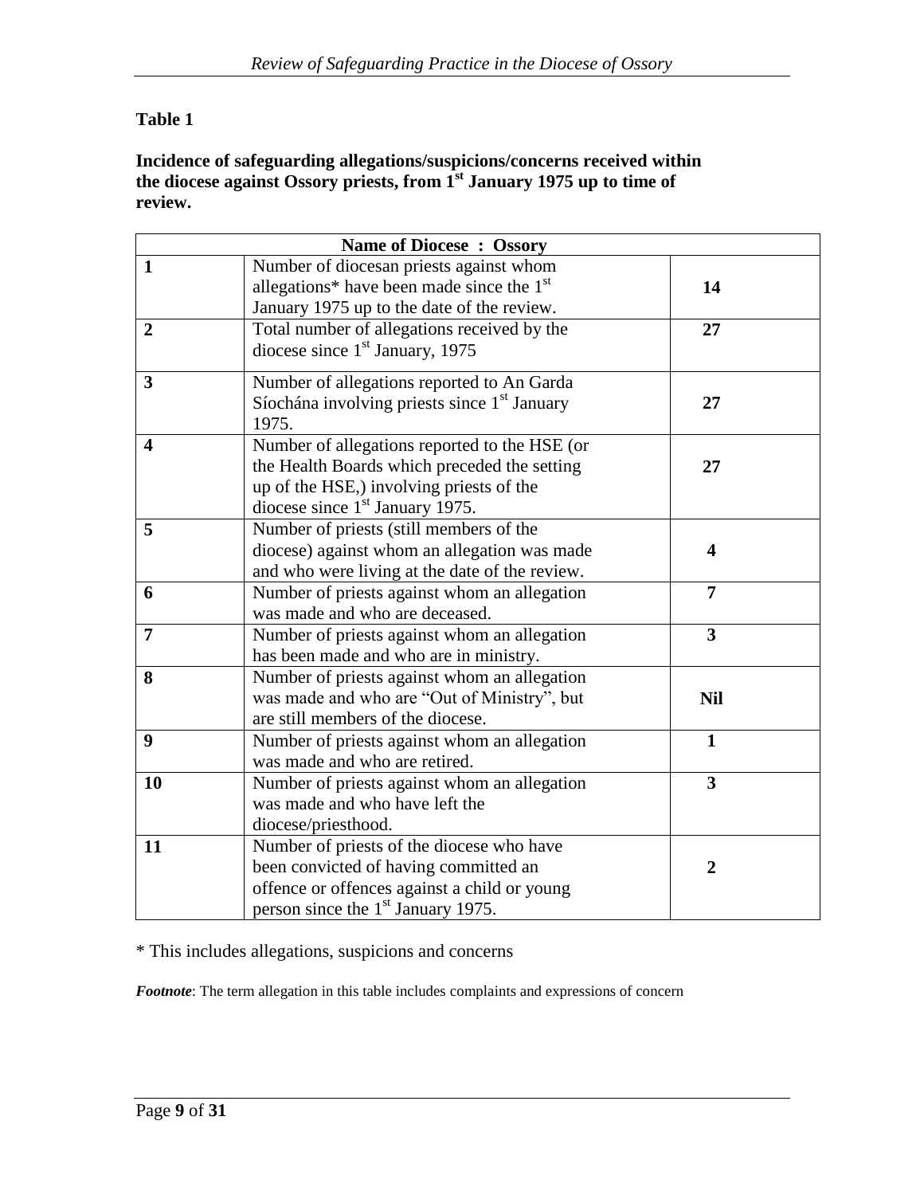**Table 1**

**Incidence of safeguarding allegations/suspicions/concerns received within the diocese against Ossory priests, from 1st January 1975 up to time of review.**

| Name of Diocese : Ossory | | |
|---|---|---|
| **1** | Number of diocesan priests against whom allegations* have been made since the 1st January 1975 up to the date of the review. | **14** |
| **2** | Total number of allegations received by the diocese since 1st January, 1975 | **27** |
| **3** | Number of allegations reported to An Garda Síochána involving priests since 1st January 1975. | **27** |
| **4** | Number of allegations reported to the HSE (or the Health Boards which preceded the setting up of the HSE,) involving priests of the diocese since 1st January 1975. | **27** |
| **5** | Number of priests (still members of the diocese) against whom an allegation was made and who were living at the date of the review. | **4** |
| **6** | Number of priests against whom an allegation was made and who are deceased. | **7** |
| **7** | Number of priests against whom an allegation has been made and who are in ministry. | **3** |
| **8** | Number of priests against whom an allegation was made and who are "Out of Ministry", but are still members of the diocese. | **Nil** |
| **9** | Number of priests against whom an allegation was made and who are retired. | **1** |
| **10** | Number of priests against whom an allegation was made and who have left the diocese/priesthood. | **3** |
| **11** | Number of priests of the diocese who have been convicted of having committed an offence or offences against a child or young person since the 1st January 1975. | **2** |

* This includes allegations, suspicions and concerns

***Footnote***: The term allegation in this table includes complaints and expressions of concern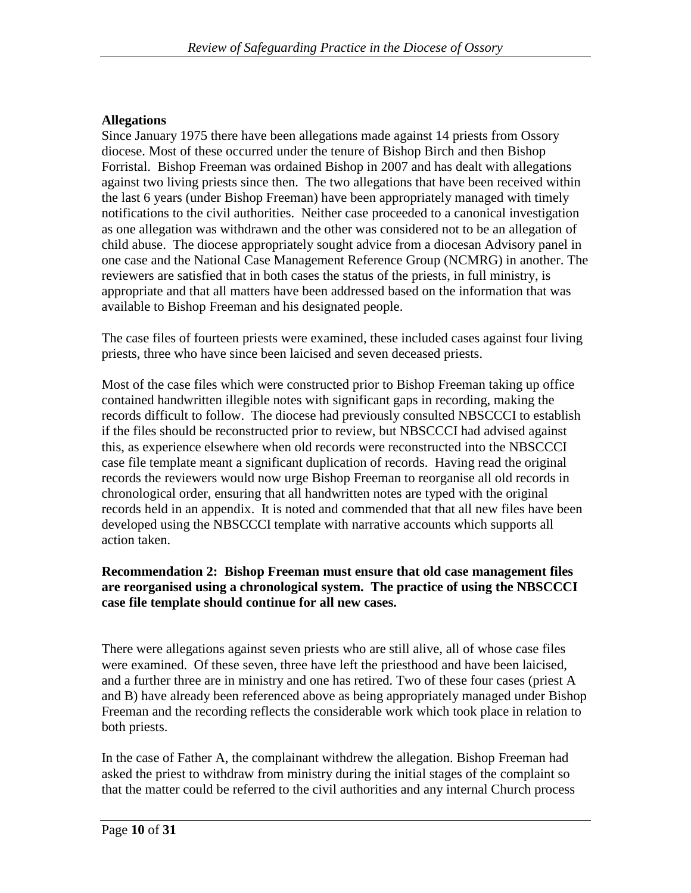**Allegations**

Since January 1975 there have been allegations made against 14 priests from Ossory diocese. Most of these occurred under the tenure of Bishop Birch and then Bishop Forristal. Bishop Freeman was ordained Bishop in 2007 and has dealt with allegations against two living priests since then. The two allegations that have been received within the last 6 years (under Bishop Freeman) have been appropriately managed with timely notifications to the civil authorities. Neither case proceeded to a canonical investigation as one allegation was withdrawn and the other was considered not to be an allegation of child abuse. The diocese appropriately sought advice from a diocesan Advisory panel in one case and the National Case Management Reference Group (NCMRG) in another. The reviewers are satisfied that in both cases the status of the priests, in full ministry, is appropriate and that all matters have been addressed based on the information that was available to Bishop Freeman and his designated people.

The case files of fourteen priests were examined, these included cases against four living priests, three who have since been laicised and seven deceased priests.

Most of the case files which were constructed prior to Bishop Freeman taking up office contained handwritten illegible notes with significant gaps in recording, making the records difficult to follow. The diocese had previously consulted NBSCCCI to establish if the files should be reconstructed prior to review, but NBSCCCI had advised against this, as experience elsewhere when old records were reconstructed into the NBSCCCI case file template meant a significant duplication of records. Having read the original records the reviewers would now urge Bishop Freeman to reorganise all old records in chronological order, ensuring that all handwritten notes are typed with the original records held in an appendix. It is noted and commended that that all new files have been developed using the NBSCCCI template with narrative accounts which supports all action taken.

**Recommendation 2: Bishop Freeman must ensure that old case management files are reorganised using a chronological system. The practice of using the NBSCCCI case file template should continue for all new cases.**

There were allegations against seven priests who are still alive, all of whose case files were examined. Of these seven, three have left the priesthood and have been laicised, and a further three are in ministry and one has retired. Two of these four cases (priest A and B) have already been referenced above as being appropriately managed under Bishop Freeman and the recording reflects the considerable work which took place in relation to both priests.

In the case of Father A, the complainant withdrew the allegation. Bishop Freeman had asked the priest to withdraw from ministry during the initial stages of the complaint so that the matter could be referred to the civil authorities and any internal Church process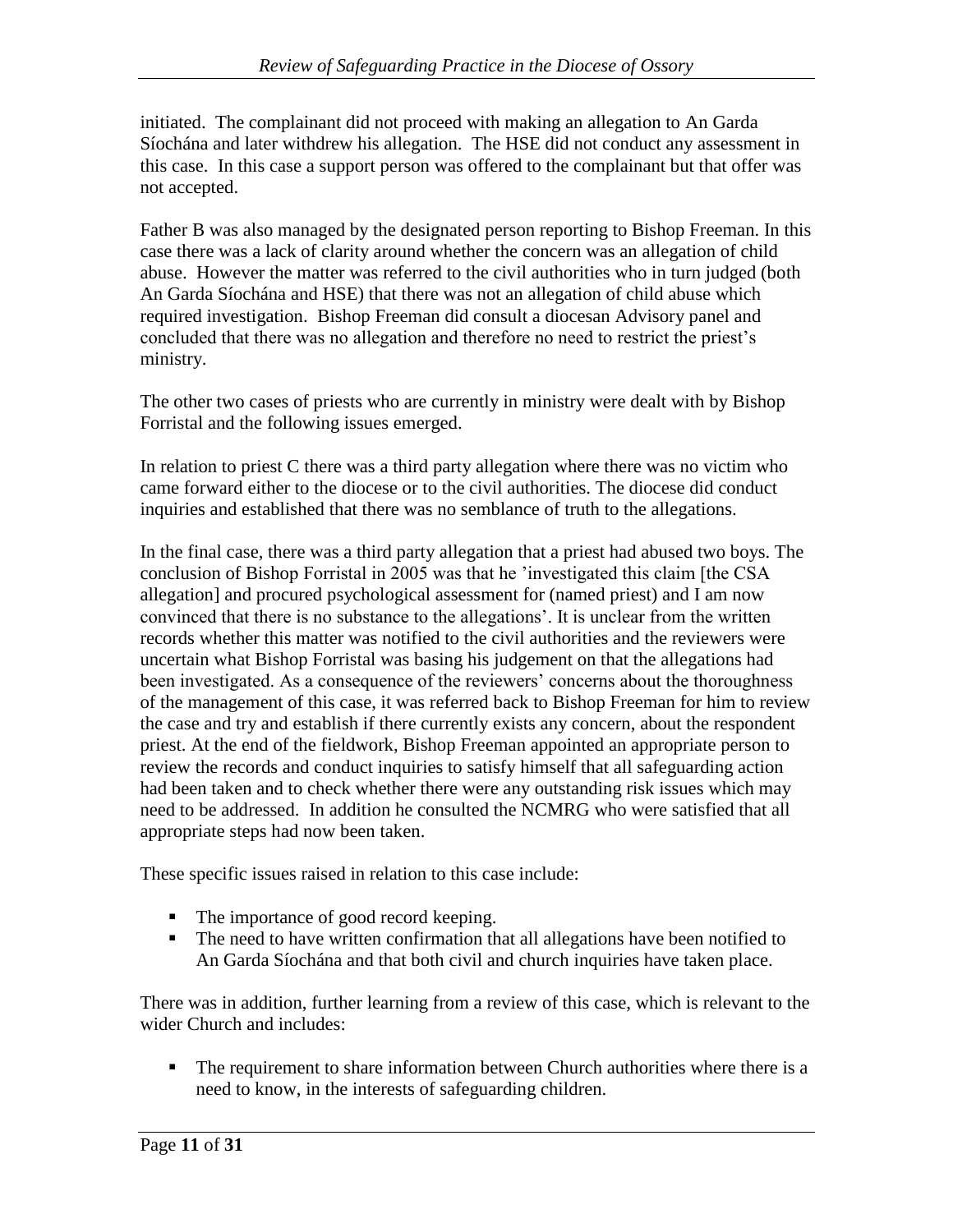initiated. The complainant did not proceed with making an allegation to An Garda Síochána and later withdrew his allegation. The HSE did not conduct any assessment in this case. In this case a support person was offered to the complainant but that offer was not accepted.

Father B was also managed by the designated person reporting to Bishop Freeman. In this case there was a lack of clarity around whether the concern was an allegation of child abuse. However the matter was referred to the civil authorities who in turn judged (both An Garda Síochána and HSE) that there was not an allegation of child abuse which required investigation. Bishop Freeman did consult a diocesan Advisory panel and concluded that there was no allegation and therefore no need to restrict the priest's ministry.

The other two cases of priests who are currently in ministry were dealt with by Bishop Forristal and the following issues emerged.

In relation to priest C there was a third party allegation where there was no victim who came forward either to the diocese or to the civil authorities. The diocese did conduct inquiries and established that there was no semblance of truth to the allegations.

In the final case, there was a third party allegation that a priest had abused two boys. The conclusion of Bishop Forristal in 2005 was that he 'investigated this claim [the CSA allegation] and procured psychological assessment for (named priest) and I am now convinced that there is no substance to the allegations'. It is unclear from the written records whether this matter was notified to the civil authorities and the reviewers were uncertain what Bishop Forristal was basing his judgement on that the allegations had been investigated. As a consequence of the reviewers' concerns about the thoroughness of the management of this case, it was referred back to Bishop Freeman for him to review the case and try and establish if there currently exists any concern, about the respondent priest. At the end of the fieldwork, Bishop Freeman appointed an appropriate person to review the records and conduct inquiries to satisfy himself that all safeguarding action had been taken and to check whether there were any outstanding risk issues which may need to be addressed. In addition he consulted the NCMRG who were satisfied that all appropriate steps had now been taken.

These specific issues raised in relation to this case include:

- The importance of good record keeping.
- The need to have written confirmation that all allegations have been notified to An Garda Síochána and that both civil and church inquiries have taken place.

There was in addition, further learning from a review of this case, which is relevant to the wider Church and includes:

- The requirement to share information between Church authorities where there is a need to know, in the interests of safeguarding children.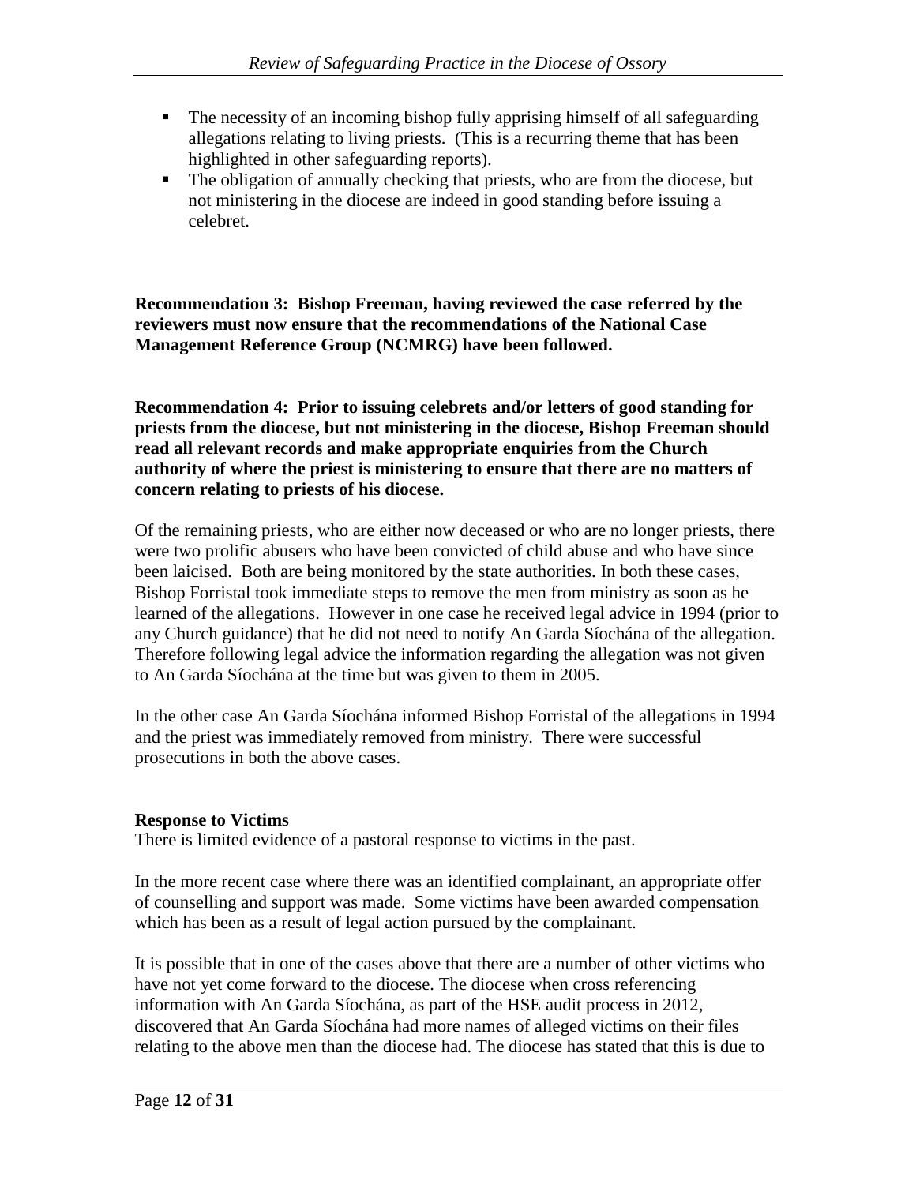- The necessity of an incoming bishop fully apprising himself of all safeguarding allegations relating to living priests. (This is a recurring theme that has been highlighted in other safeguarding reports).
- The obligation of annually checking that priests, who are from the diocese, but not ministering in the diocese are indeed in good standing before issuing a celebret.

**Recommendation 3: Bishop Freeman, having reviewed the case referred by the reviewers must now ensure that the recommendations of the National Case Management Reference Group (NCMRG) have been followed.**

**Recommendation 4: Prior to issuing celebrets and/or letters of good standing for priests from the diocese, but not ministering in the diocese, Bishop Freeman should read all relevant records and make appropriate enquiries from the Church authority of where the priest is ministering to ensure that there are no matters of concern relating to priests of his diocese.**

Of the remaining priests, who are either now deceased or who are no longer priests, there were two prolific abusers who have been convicted of child abuse and who have since been laicised. Both are being monitored by the state authorities. In both these cases, Bishop Forristal took immediate steps to remove the men from ministry as soon as he learned of the allegations. However in one case he received legal advice in 1994 (prior to any Church guidance) that he did not need to notify An Garda Síochána of the allegation. Therefore following legal advice the information regarding the allegation was not given to An Garda Síochána at the time but was given to them in 2005.

In the other case An Garda Síochána informed Bishop Forristal of the allegations in 1994 and the priest was immediately removed from ministry. There were successful prosecutions in both the above cases.

**Response to Victims**

There is limited evidence of a pastoral response to victims in the past.

In the more recent case where there was an identified complainant, an appropriate offer of counselling and support was made. Some victims have been awarded compensation which has been as a result of legal action pursued by the complainant.

It is possible that in one of the cases above that there are a number of other victims who have not yet come forward to the diocese. The diocese when cross referencing information with An Garda Síochána, as part of the HSE audit process in 2012, discovered that An Garda Síochána had more names of alleged victims on their files relating to the above men than the diocese had. The diocese has stated that this is due to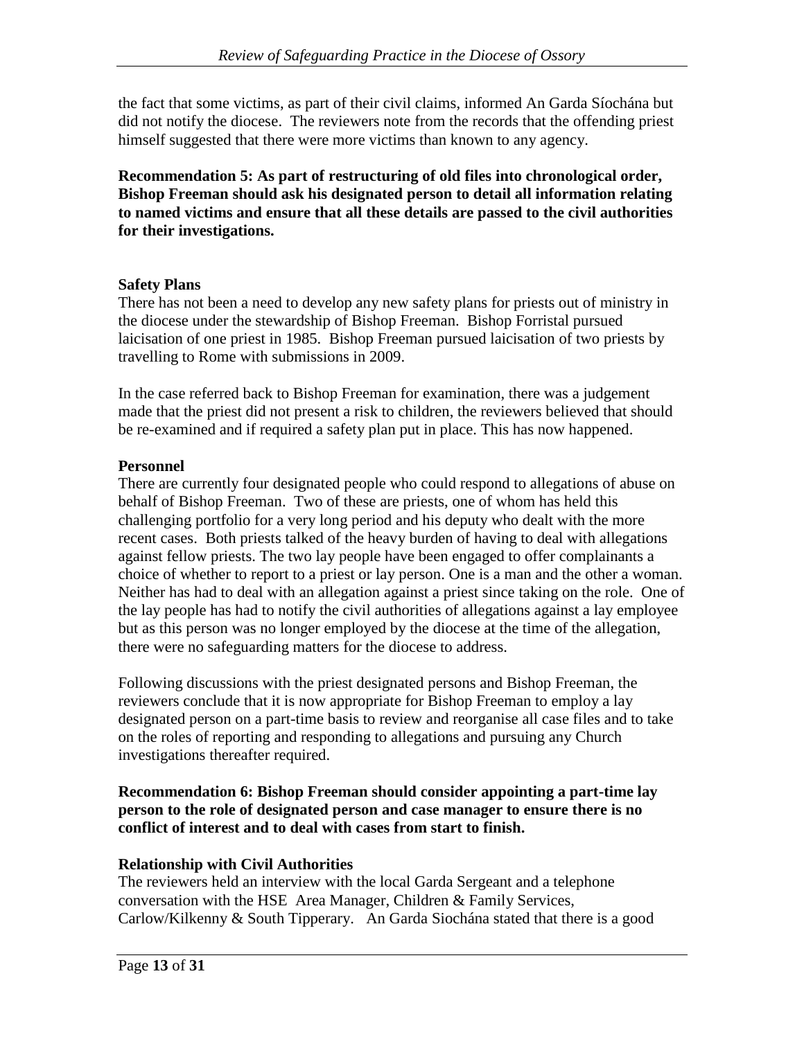the fact that some victims, as part of their civil claims, informed An Garda Síochána but did not notify the diocese. The reviewers note from the records that the offending priest himself suggested that there were more victims than known to any agency.

**Recommendation 5: As part of restructuring of old files into chronological order, Bishop Freeman should ask his designated person to detail all information relating to named victims and ensure that all these details are passed to the civil authorities for their investigations.**

**Safety Plans**

There has not been a need to develop any new safety plans for priests out of ministry in the diocese under the stewardship of Bishop Freeman. Bishop Forristal pursued laicisation of one priest in 1985. Bishop Freeman pursued laicisation of two priests by travelling to Rome with submissions in 2009.

In the case referred back to Bishop Freeman for examination, there was a judgement made that the priest did not present a risk to children, the reviewers believed that should be re-examined and if required a safety plan put in place. This has now happened.

**Personnel**

There are currently four designated people who could respond to allegations of abuse on behalf of Bishop Freeman. Two of these are priests, one of whom has held this challenging portfolio for a very long period and his deputy who dealt with the more recent cases. Both priests talked of the heavy burden of having to deal with allegations against fellow priests. The two lay people have been engaged to offer complainants a choice of whether to report to a priest or lay person. One is a man and the other a woman. Neither has had to deal with an allegation against a priest since taking on the role. One of the lay people has had to notify the civil authorities of allegations against a lay employee but as this person was no longer employed by the diocese at the time of the allegation, there were no safeguarding matters for the diocese to address.

Following discussions with the priest designated persons and Bishop Freeman, the reviewers conclude that it is now appropriate for Bishop Freeman to employ a lay designated person on a part-time basis to review and reorganise all case files and to take on the roles of reporting and responding to allegations and pursuing any Church investigations thereafter required.

**Recommendation 6: Bishop Freeman should consider appointing a part-time lay person to the role of designated person and case manager to ensure there is no conflict of interest and to deal with cases from start to finish.**

**Relationship with Civil Authorities**

The reviewers held an interview with the local Garda Sergeant and a telephone conversation with the HSE Area Manager, Children & Family Services, Carlow/Kilkenny & South Tipperary. An Garda Siochána stated that there is a good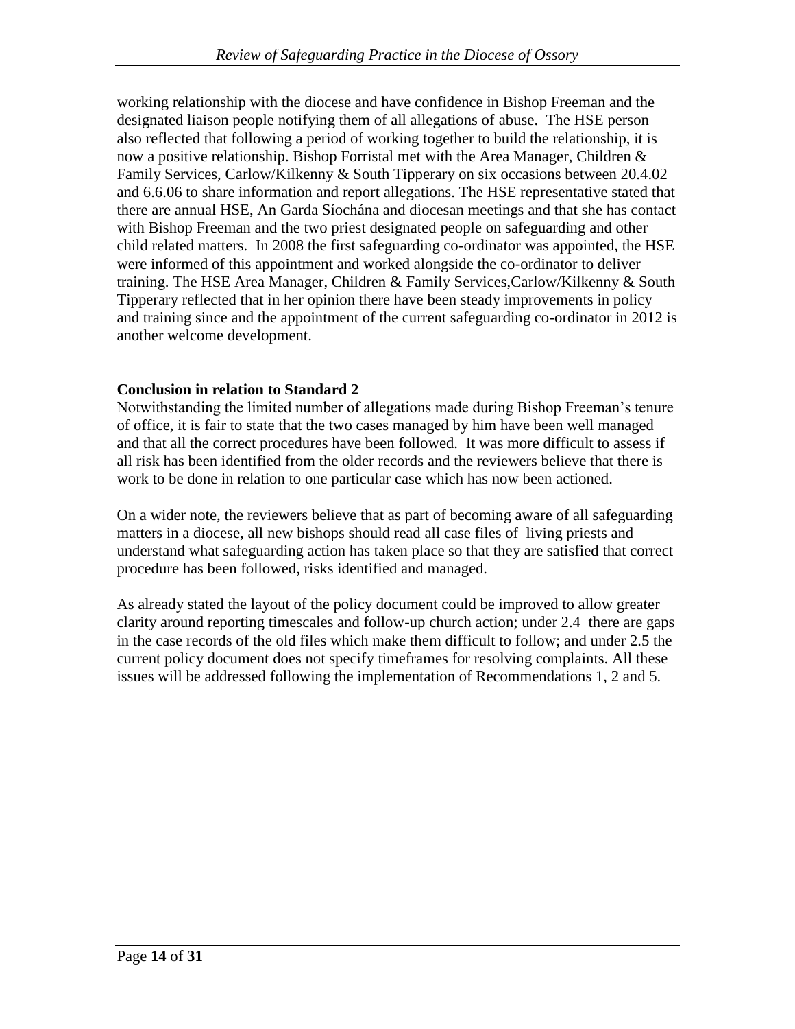working relationship with the diocese and have confidence in Bishop Freeman and the designated liaison people notifying them of all allegations of abuse. The HSE person also reflected that following a period of working together to build the relationship, it is now a positive relationship. Bishop Forristal met with the Area Manager, Children & Family Services, Carlow/Kilkenny & South Tipperary on six occasions between 20.4.02 and 6.6.06 to share information and report allegations. The HSE representative stated that there are annual HSE, An Garda Síochána and diocesan meetings and that she has contact with Bishop Freeman and the two priest designated people on safeguarding and other child related matters. In 2008 the first safeguarding co-ordinator was appointed, the HSE were informed of this appointment and worked alongside the co-ordinator to deliver training. The HSE Area Manager, Children & Family Services,Carlow/Kilkenny & South Tipperary reflected that in her opinion there have been steady improvements in policy and training since and the appointment of the current safeguarding co-ordinator in 2012 is another welcome development.

**Conclusion in relation to Standard 2**

Notwithstanding the limited number of allegations made during Bishop Freeman's tenure of office, it is fair to state that the two cases managed by him have been well managed and that all the correct procedures have been followed. It was more difficult to assess if all risk has been identified from the older records and the reviewers believe that there is work to be done in relation to one particular case which has now been actioned.

On a wider note, the reviewers believe that as part of becoming aware of all safeguarding matters in a diocese, all new bishops should read all case files of living priests and understand what safeguarding action has taken place so that they are satisfied that correct procedure has been followed, risks identified and managed.

As already stated the layout of the policy document could be improved to allow greater clarity around reporting timescales and follow-up church action; under 2.4 there are gaps in the case records of the old files which make them difficult to follow; and under 2.5 the current policy document does not specify timeframes for resolving complaints. All these issues will be addressed following the implementation of Recommendations 1, 2 and 5.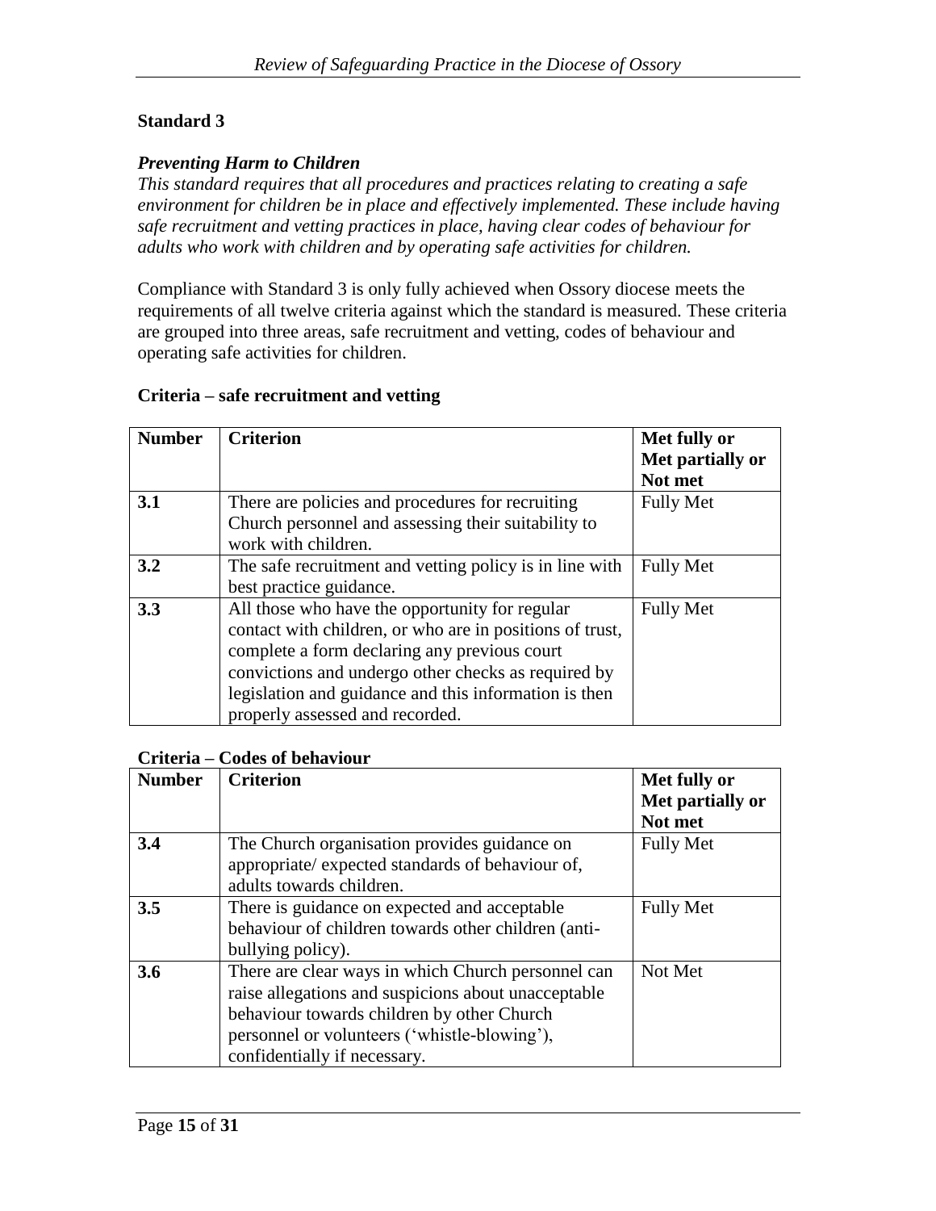## Standard 3

***Preventing Harm to Children***

*This standard requires that all procedures and practices relating to creating a safe environment for children be in place and effectively implemented. These include having safe recruitment and vetting practices in place, having clear codes of behaviour for adults who work with children and by operating safe activities for children.*

Compliance with Standard 3 is only fully achieved when Ossory diocese meets the requirements of all twelve criteria against which the standard is measured. These criteria are grouped into three areas, safe recruitment and vetting, codes of behaviour and operating safe activities for children.

### Criteria – safe recruitment and vetting

| **Number** | **Criterion** | **Met fully or Met partially or Not met** |
|---|---|---|
| **3.1** | There are policies and procedures for recruiting Church personnel and assessing their suitability to work with children. | Fully Met |
| **3.2** | The safe recruitment and vetting policy is in line with best practice guidance. | Fully Met |
| **3.3** | All those who have the opportunity for regular contact with children, or who are in positions of trust, complete a form declaring any previous court convictions and undergo other checks as required by legislation and guidance and this information is then properly assessed and recorded. | Fully Met |

### Criteria – Codes of behaviour

| **Number** | **Criterion** | **Met fully or Met partially or Not met** |
|---|---|---|
| **3.4** | The Church organisation provides guidance on appropriate/ expected standards of behaviour of, adults towards children. | Fully Met |
| **3.5** | There is guidance on expected and acceptable behaviour of children towards other children (anti-bullying policy). | Fully Met |
| **3.6** | There are clear ways in which Church personnel can raise allegations and suspicions about unacceptable behaviour towards children by other Church personnel or volunteers ('whistle-blowing'), confidentially if necessary. | Not Met |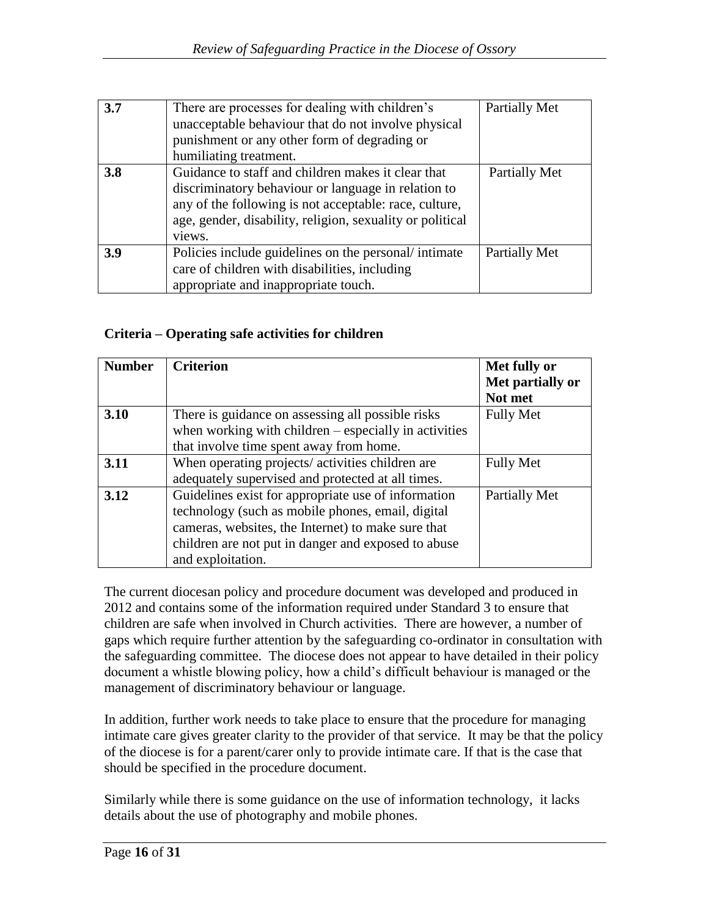| | | |
|---|---|---|
| **3.7** | There are processes for dealing with children's unacceptable behaviour that do not involve physical punishment or any other form of degrading or humiliating treatment. | Partially Met |
| **3.8** | Guidance to staff and children makes it clear that discriminatory behaviour or language in relation to any of the following is not acceptable: race, culture, age, gender, disability, religion, sexuality or political views. | Partially Met |
| **3.9** | Policies include guidelines on the personal/ intimate care of children with disabilities, including appropriate and inappropriate touch. | Partially Met |

**Criteria – Operating safe activities for children**

| **Number** | **Criterion** | **Met fully or Met partially or Not met** |
|---|---|---|
| **3.10** | There is guidance on assessing all possible risks when working with children – especially in activities that involve time spent away from home. | Fully Met |
| **3.11** | When operating projects/ activities children are adequately supervised and protected at all times. | Fully Met |
| **3.12** | Guidelines exist for appropriate use of information technology (such as mobile phones, email, digital cameras, websites, the Internet) to make sure that children are not put in danger and exposed to abuse and exploitation. | Partially Met |

The current diocesan policy and procedure document was developed and produced in 2012 and contains some of the information required under Standard 3 to ensure that children are safe when involved in Church activities. There are however, a number of gaps which require further attention by the safeguarding co-ordinator in consultation with the safeguarding committee. The diocese does not appear to have detailed in their policy document a whistle blowing policy, how a child's difficult behaviour is managed or the management of discriminatory behaviour or language.

In addition, further work needs to take place to ensure that the procedure for managing intimate care gives greater clarity to the provider of that service. It may be that the policy of the diocese is for a parent/carer only to provide intimate care. If that is the case that should be specified in the procedure document.

Similarly while there is some guidance on the use of information technology, it lacks details about the use of photography and mobile phones.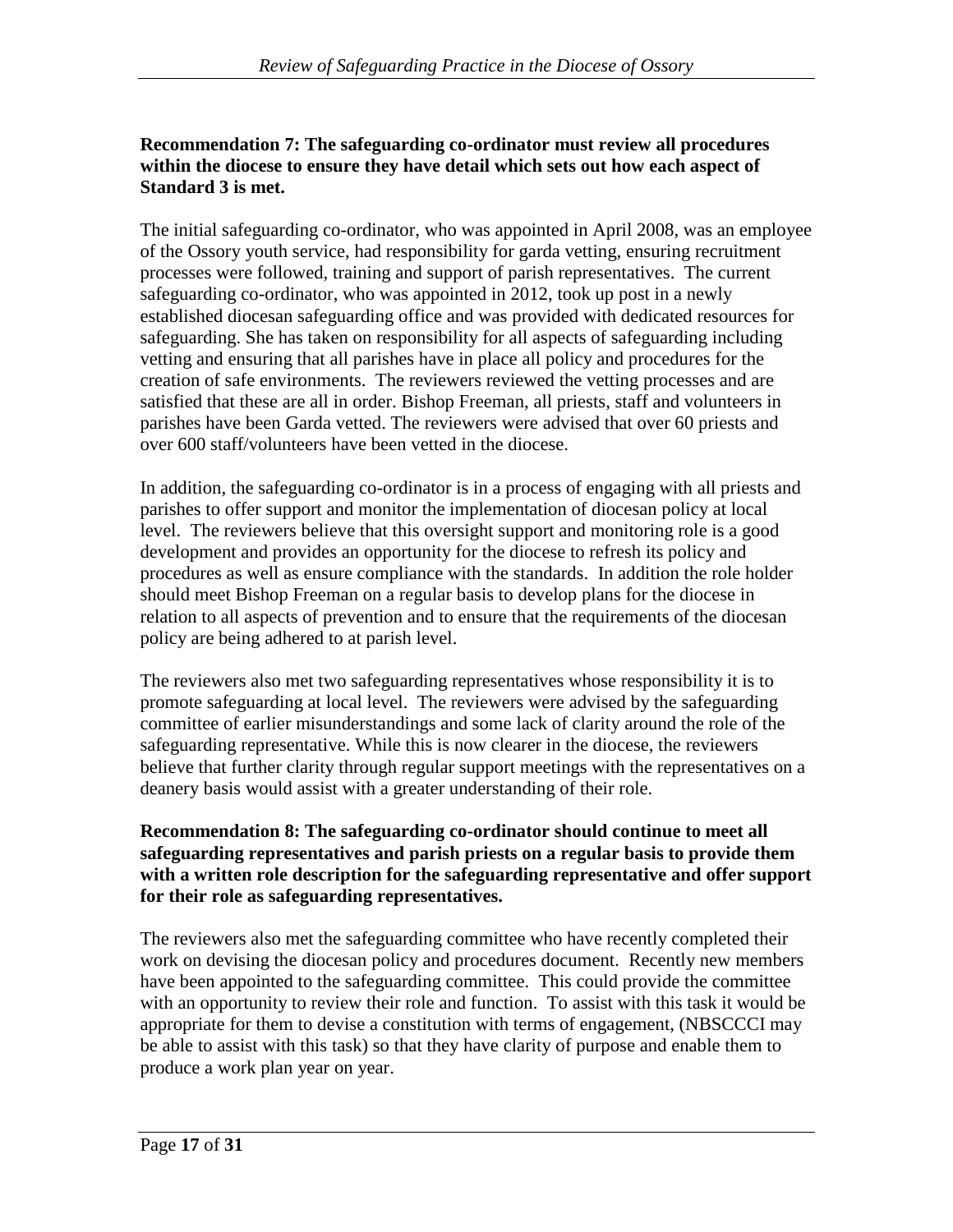**Recommendation 7: The safeguarding co-ordinator must review all procedures within the diocese to ensure they have detail which sets out how each aspect of Standard 3 is met.**

The initial safeguarding co-ordinator, who was appointed in April 2008, was an employee of the Ossory youth service, had responsibility for garda vetting, ensuring recruitment processes were followed, training and support of parish representatives. The current safeguarding co-ordinator, who was appointed in 2012, took up post in a newly established diocesan safeguarding office and was provided with dedicated resources for safeguarding. She has taken on responsibility for all aspects of safeguarding including vetting and ensuring that all parishes have in place all policy and procedures for the creation of safe environments. The reviewers reviewed the vetting processes and are satisfied that these are all in order. Bishop Freeman, all priests, staff and volunteers in parishes have been Garda vetted. The reviewers were advised that over 60 priests and over 600 staff/volunteers have been vetted in the diocese.

In addition, the safeguarding co-ordinator is in a process of engaging with all priests and parishes to offer support and monitor the implementation of diocesan policy at local level. The reviewers believe that this oversight support and monitoring role is a good development and provides an opportunity for the diocese to refresh its policy and procedures as well as ensure compliance with the standards. In addition the role holder should meet Bishop Freeman on a regular basis to develop plans for the diocese in relation to all aspects of prevention and to ensure that the requirements of the diocesan policy are being adhered to at parish level.

The reviewers also met two safeguarding representatives whose responsibility it is to promote safeguarding at local level. The reviewers were advised by the safeguarding committee of earlier misunderstandings and some lack of clarity around the role of the safeguarding representative. While this is now clearer in the diocese, the reviewers believe that further clarity through regular support meetings with the representatives on a deanery basis would assist with a greater understanding of their role.

**Recommendation 8: The safeguarding co-ordinator should continue to meet all safeguarding representatives and parish priests on a regular basis to provide them with a written role description for the safeguarding representative and offer support for their role as safeguarding representatives.**

The reviewers also met the safeguarding committee who have recently completed their work on devising the diocesan policy and procedures document. Recently new members have been appointed to the safeguarding committee. This could provide the committee with an opportunity to review their role and function. To assist with this task it would be appropriate for them to devise a constitution with terms of engagement, (NBSCCCI may be able to assist with this task) so that they have clarity of purpose and enable them to produce a work plan year on year.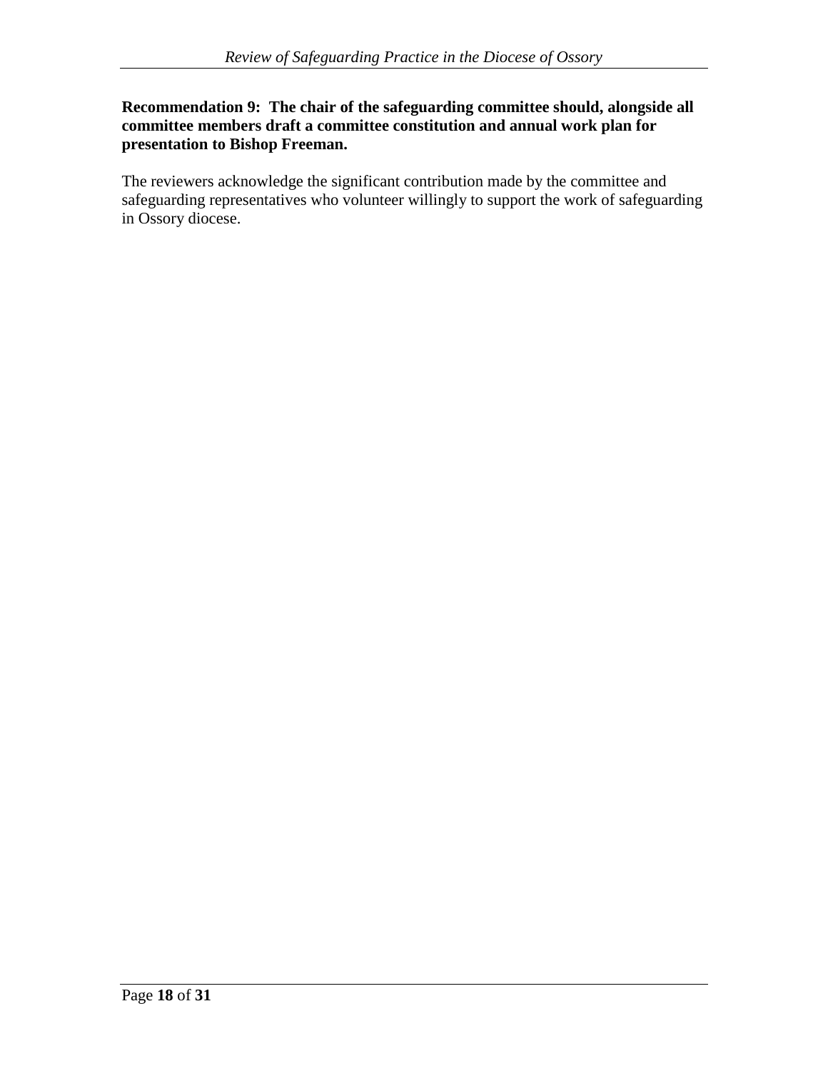**Recommendation 9: The chair of the safeguarding committee should, alongside all committee members draft a committee constitution and annual work plan for presentation to Bishop Freeman.**

The reviewers acknowledge the significant contribution made by the committee and safeguarding representatives who volunteer willingly to support the work of safeguarding in Ossory diocese.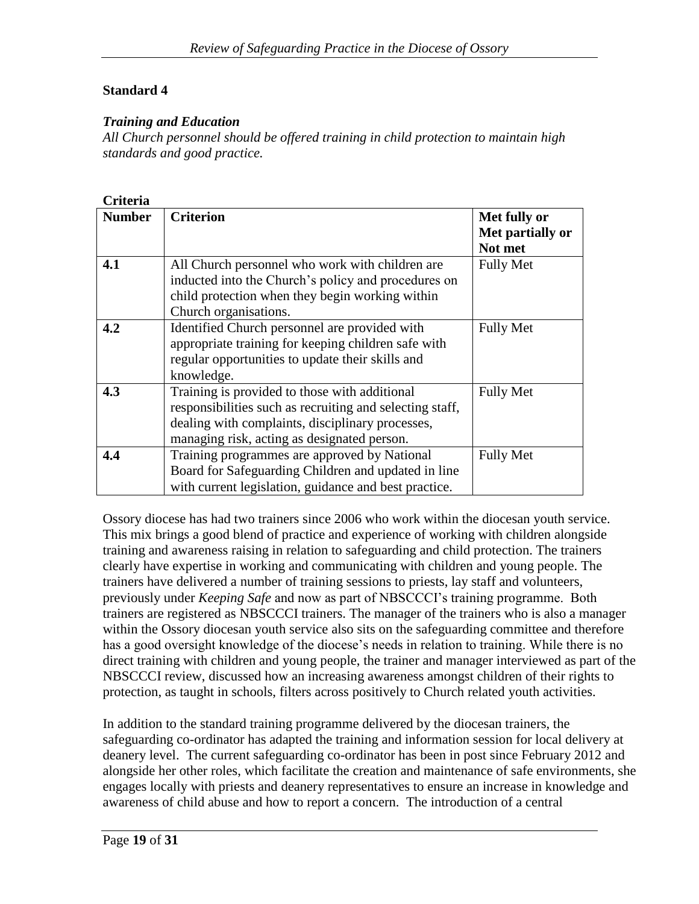## Standard 4

***Training and Education***

*All Church personnel should be offered training in child protection to maintain high standards and good practice.*

**Criteria**

| Number | Criterion | Met fully or Met partially or Not met |
|---|---|---|
| **4.1** | All Church personnel who work with children are inducted into the Church's policy and procedures on child protection when they begin working within Church organisations. | Fully Met |
| **4.2** | Identified Church personnel are provided with appropriate training for keeping children safe with regular opportunities to update their skills and knowledge. | Fully Met |
| **4.3** | Training is provided to those with additional responsibilities such as recruiting and selecting staff, dealing with complaints, disciplinary processes, managing risk, acting as designated person. | Fully Met |
| **4.4** | Training programmes are approved by National Board for Safeguarding Children and updated in line with current legislation, guidance and best practice. | Fully Met |

Ossory diocese has had two trainers since 2006 who work within the diocesan youth service. This mix brings a good blend of practice and experience of working with children alongside training and awareness raising in relation to safeguarding and child protection. The trainers clearly have expertise in working and communicating with children and young people. The trainers have delivered a number of training sessions to priests, lay staff and volunteers, previously under *Keeping Safe* and now as part of NBSCCCI's training programme. Both trainers are registered as NBSCCCI trainers. The manager of the trainers who is also a manager within the Ossory diocesan youth service also sits on the safeguarding committee and therefore has a good oversight knowledge of the diocese's needs in relation to training. While there is no direct training with children and young people, the trainer and manager interviewed as part of the NBSCCCI review, discussed how an increasing awareness amongst children of their rights to protection, as taught in schools, filters across positively to Church related youth activities.

In addition to the standard training programme delivered by the diocesan trainers, the safeguarding co-ordinator has adapted the training and information session for local delivery at deanery level. The current safeguarding co-ordinator has been in post since February 2012 and alongside her other roles, which facilitate the creation and maintenance of safe environments, she engages locally with priests and deanery representatives to ensure an increase in knowledge and awareness of child abuse and how to report a concern. The introduction of a central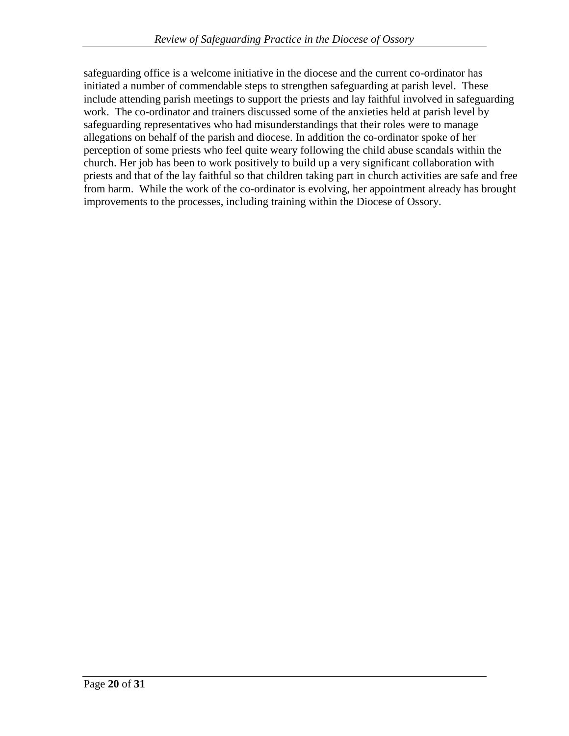safeguarding office is a welcome initiative in the diocese and the current co-ordinator has initiated a number of commendable steps to strengthen safeguarding at parish level. These include attending parish meetings to support the priests and lay faithful involved in safeguarding work. The co-ordinator and trainers discussed some of the anxieties held at parish level by safeguarding representatives who had misunderstandings that their roles were to manage allegations on behalf of the parish and diocese. In addition the co-ordinator spoke of her perception of some priests who feel quite weary following the child abuse scandals within the church. Her job has been to work positively to build up a very significant collaboration with priests and that of the lay faithful so that children taking part in church activities are safe and free from harm. While the work of the co-ordinator is evolving, her appointment already has brought improvements to the processes, including training within the Diocese of Ossory.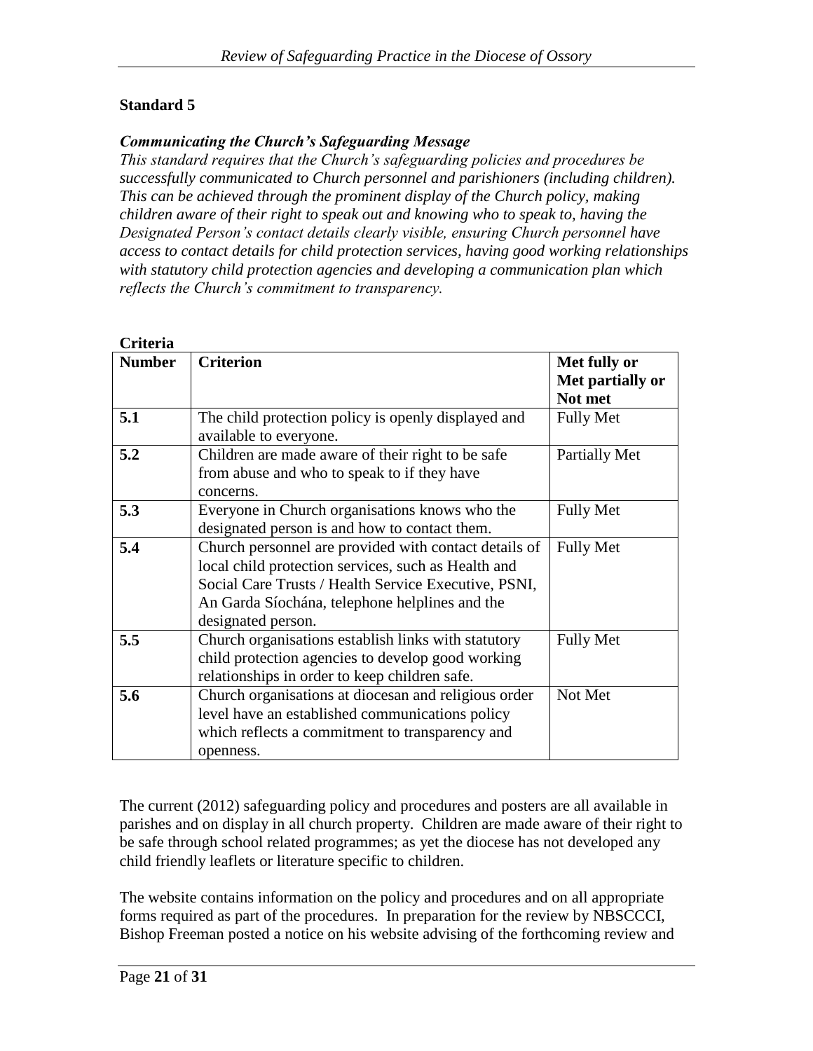## Standard 5

***Communicating the Church's Safeguarding Message***

*This standard requires that the Church's safeguarding policies and procedures be successfully communicated to Church personnel and parishioners (including children). This can be achieved through the prominent display of the Church policy, making children aware of their right to speak out and knowing who to speak to, having the Designated Person's contact details clearly visible, ensuring Church personnel have access to contact details for child protection services, having good working relationships with statutory child protection agencies and developing a communication plan which reflects the Church's commitment to transparency.*

**Criteria**

| Number | Criterion | Met fully or Met partially or Not met |
|---|---|---|
| **5.1** | The child protection policy is openly displayed and available to everyone. | Fully Met |
| **5.2** | Children are made aware of their right to be safe from abuse and who to speak to if they have concerns. | Partially Met |
| **5.3** | Everyone in Church organisations knows who the designated person is and how to contact them. | Fully Met |
| **5.4** | Church personnel are provided with contact details of local child protection services, such as Health and Social Care Trusts / Health Service Executive, PSNI, An Garda Síochána, telephone helplines and the designated person. | Fully Met |
| **5.5** | Church organisations establish links with statutory child protection agencies to develop good working relationships in order to keep children safe. | Fully Met |
| **5.6** | Church organisations at diocesan and religious order level have an established communications policy which reflects a commitment to transparency and openness. | Not Met |

The current (2012) safeguarding policy and procedures and posters are all available in parishes and on display in all church property. Children are made aware of their right to be safe through school related programmes; as yet the diocese has not developed any child friendly leaflets or literature specific to children.

The website contains information on the policy and procedures and on all appropriate forms required as part of the procedures. In preparation for the review by NBSCCCI, Bishop Freeman posted a notice on his website advising of the forthcoming review and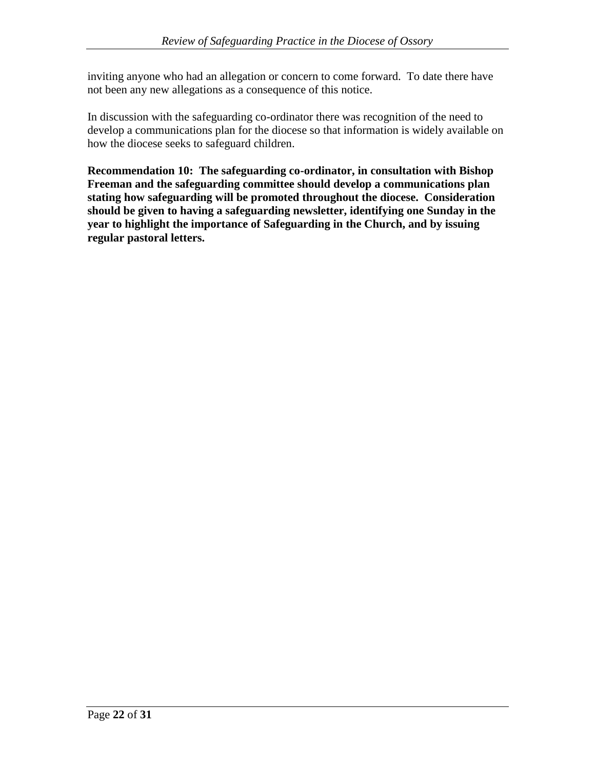inviting anyone who had an allegation or concern to come forward. To date there have not been any new allegations as a consequence of this notice.

In discussion with the safeguarding co-ordinator there was recognition of the need to develop a communications plan for the diocese so that information is widely available on how the diocese seeks to safeguard children.

**Recommendation 10: The safeguarding co-ordinator, in consultation with Bishop Freeman and the safeguarding committee should develop a communications plan stating how safeguarding will be promoted throughout the diocese. Consideration should be given to having a safeguarding newsletter, identifying one Sunday in the year to highlight the importance of Safeguarding in the Church, and by issuing regular pastoral letters.**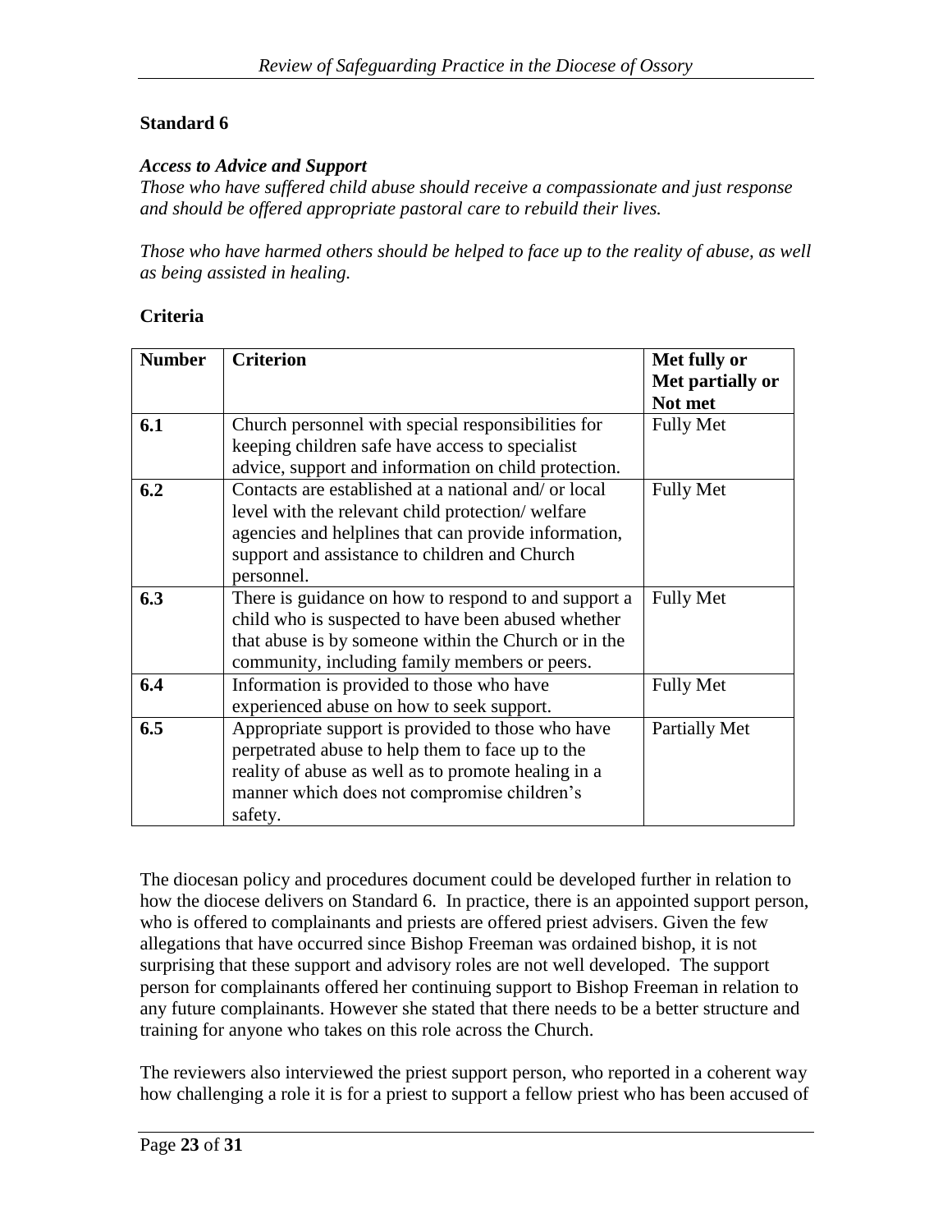## Standard 6

***Access to Advice and Support***

*Those who have suffered child abuse should receive a compassionate and just response and should be offered appropriate pastoral care to rebuild their lives.*

*Those who have harmed others should be helped to face up to the reality of abuse, as well as being assisted in healing.*

### Criteria

| Number | Criterion | Met fully or Met partially or Not met |
|---|---|---|
| **6.1** | Church personnel with special responsibilities for keeping children safe have access to specialist advice, support and information on child protection. | Fully Met |
| **6.2** | Contacts are established at a national and/ or local level with the relevant child protection/ welfare agencies and helplines that can provide information, support and assistance to children and Church personnel. | Fully Met |
| **6.3** | There is guidance on how to respond to and support a child who is suspected to have been abused whether that abuse is by someone within the Church or in the community, including family members or peers. | Fully Met |
| **6.4** | Information is provided to those who have experienced abuse on how to seek support. | Fully Met |
| **6.5** | Appropriate support is provided to those who have perpetrated abuse to help them to face up to the reality of abuse as well as to promote healing in a manner which does not compromise children's safety. | Partially Met |

The diocesan policy and procedures document could be developed further in relation to how the diocese delivers on Standard 6. In practice, there is an appointed support person, who is offered to complainants and priests are offered priest advisers. Given the few allegations that have occurred since Bishop Freeman was ordained bishop, it is not surprising that these support and advisory roles are not well developed. The support person for complainants offered her continuing support to Bishop Freeman in relation to any future complainants. However she stated that there needs to be a better structure and training for anyone who takes on this role across the Church.

The reviewers also interviewed the priest support person, who reported in a coherent way how challenging a role it is for a priest to support a fellow priest who has been accused of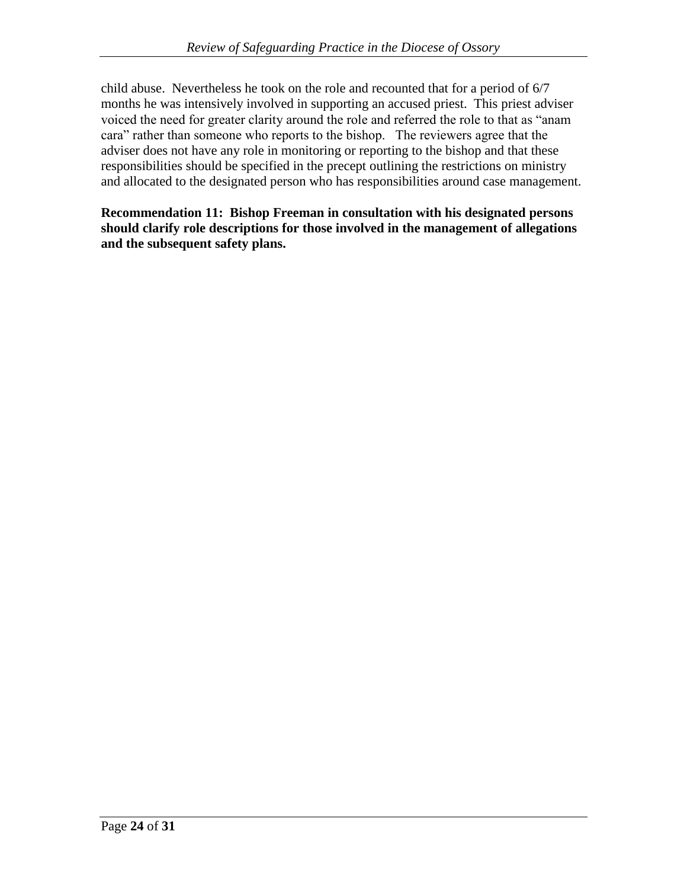child abuse. Nevertheless he took on the role and recounted that for a period of 6/7 months he was intensively involved in supporting an accused priest. This priest adviser voiced the need for greater clarity around the role and referred the role to that as "anam cara" rather than someone who reports to the bishop. The reviewers agree that the adviser does not have any role in monitoring or reporting to the bishop and that these responsibilities should be specified in the precept outlining the restrictions on ministry and allocated to the designated person who has responsibilities around case management.

**Recommendation 11: Bishop Freeman in consultation with his designated persons should clarify role descriptions for those involved in the management of allegations and the subsequent safety plans.**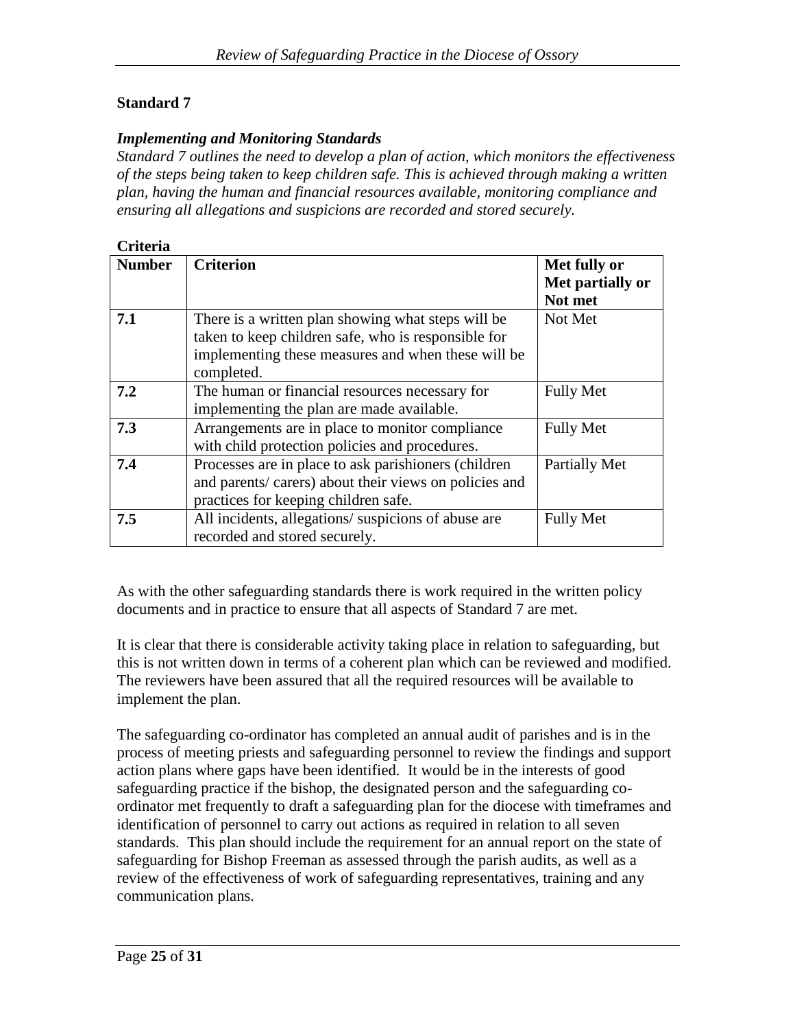## Standard 7

***Implementing and Monitoring Standards***

*Standard 7 outlines the need to develop a plan of action, which monitors the effectiveness of the steps being taken to keep children safe. This is achieved through making a written plan, having the human and financial resources available, monitoring compliance and ensuring all allegations and suspicions are recorded and stored securely.*

**Criteria**

| **Number** | **Criterion** | **Met fully or Met partially or Not met** |
|---|---|---|
| **7.1** | There is a written plan showing what steps will be taken to keep children safe, who is responsible for implementing these measures and when these will be completed. | Not Met |
| **7.2** | The human or financial resources necessary for implementing the plan are made available. | Fully Met |
| **7.3** | Arrangements are in place to monitor compliance with child protection policies and procedures. | Fully Met |
| **7.4** | Processes are in place to ask parishioners (children and parents/ carers) about their views on policies and practices for keeping children safe. | Partially Met |
| **7.5** | All incidents, allegations/ suspicions of abuse are recorded and stored securely. | Fully Met |

As with the other safeguarding standards there is work required in the written policy documents and in practice to ensure that all aspects of Standard 7 are met.

It is clear that there is considerable activity taking place in relation to safeguarding, but this is not written down in terms of a coherent plan which can be reviewed and modified. The reviewers have been assured that all the required resources will be available to implement the plan.

The safeguarding co-ordinator has completed an annual audit of parishes and is in the process of meeting priests and safeguarding personnel to review the findings and support action plans where gaps have been identified. It would be in the interests of good safeguarding practice if the bishop, the designated person and the safeguarding co-ordinator met frequently to draft a safeguarding plan for the diocese with timeframes and identification of personnel to carry out actions as required in relation to all seven standards. This plan should include the requirement for an annual report on the state of safeguarding for Bishop Freeman as assessed through the parish audits, as well as a review of the effectiveness of work of safeguarding representatives, training and any communication plans.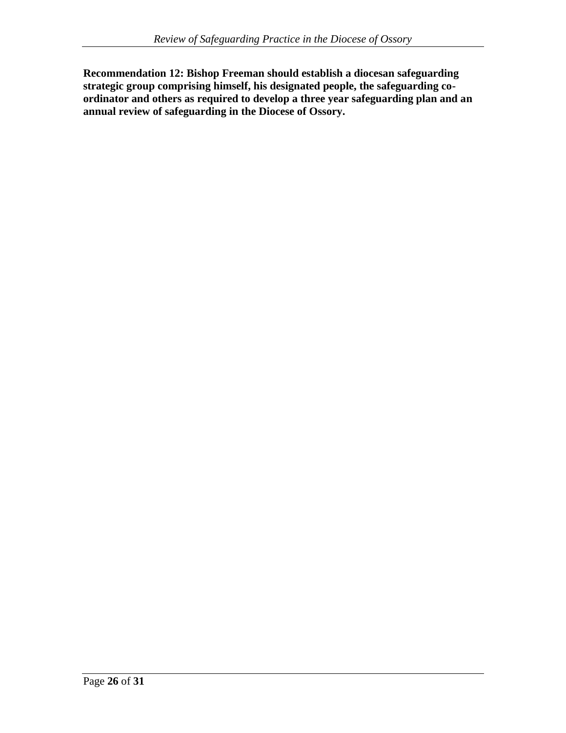**Recommendation 12: Bishop Freeman should establish a diocesan safeguarding strategic group comprising himself, his designated people, the safeguarding co-ordinator and others as required to develop a three year safeguarding plan and an annual review of safeguarding in the Diocese of Ossory.**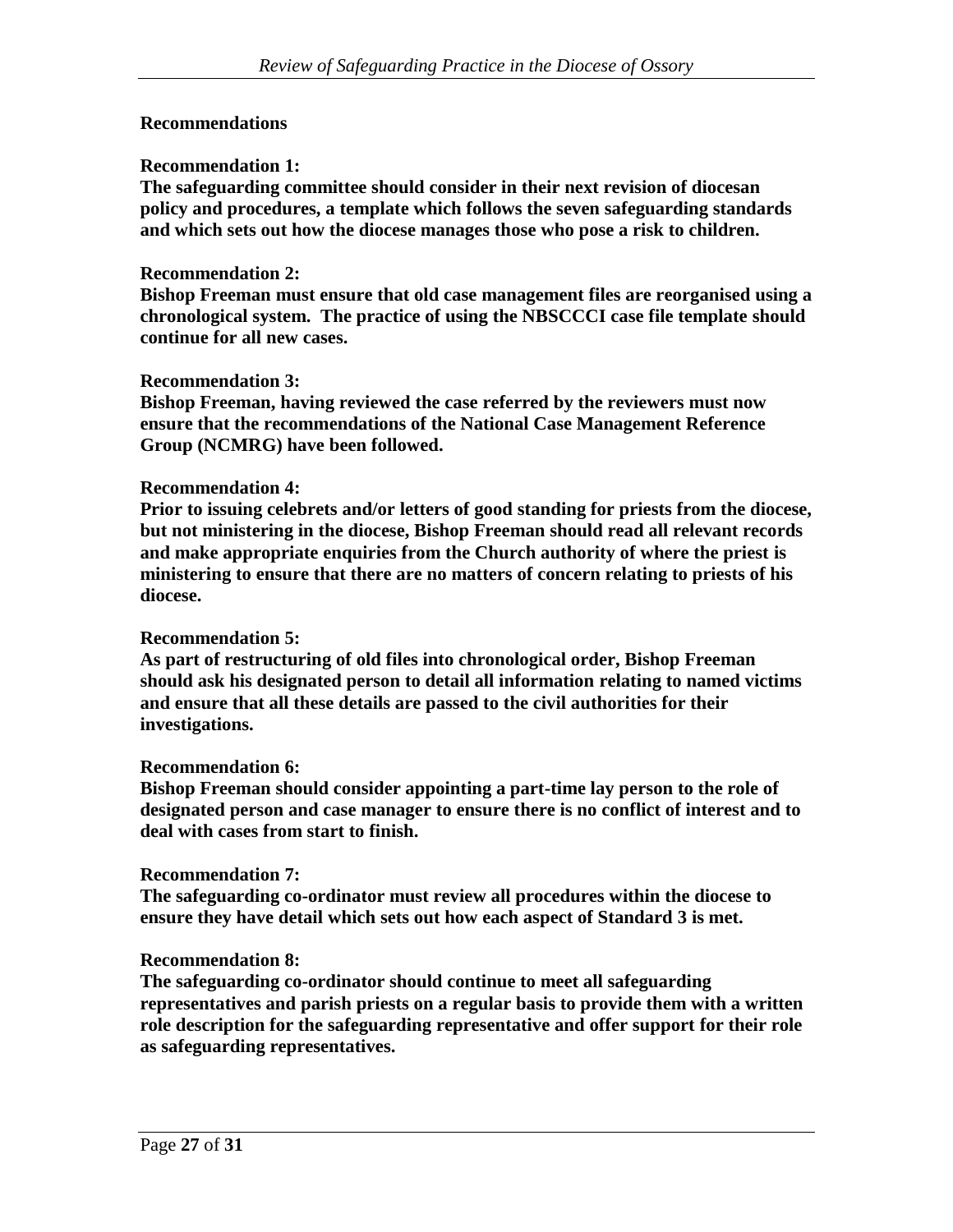## Recommendations

**Recommendation 1:**
**The safeguarding committee should consider in their next revision of diocesan policy and procedures, a template which follows the seven safeguarding standards and which sets out how the diocese manages those who pose a risk to children.**

**Recommendation 2:**
**Bishop Freeman must ensure that old case management files are reorganised using a chronological system. The practice of using the NBSCCCI case file template should continue for all new cases.**

**Recommendation 3:**
**Bishop Freeman, having reviewed the case referred by the reviewers must now ensure that the recommendations of the National Case Management Reference Group (NCMRG) have been followed.**

**Recommendation 4:**
**Prior to issuing celebrets and/or letters of good standing for priests from the diocese, but not ministering in the diocese, Bishop Freeman should read all relevant records and make appropriate enquiries from the Church authority of where the priest is ministering to ensure that there are no matters of concern relating to priests of his diocese.**

**Recommendation 5:**
**As part of restructuring of old files into chronological order, Bishop Freeman should ask his designated person to detail all information relating to named victims and ensure that all these details are passed to the civil authorities for their investigations.**

**Recommendation 6:**
**Bishop Freeman should consider appointing a part-time lay person to the role of designated person and case manager to ensure there is no conflict of interest and to deal with cases from start to finish.**

**Recommendation 7:**
**The safeguarding co-ordinator must review all procedures within the diocese to ensure they have detail which sets out how each aspect of Standard 3 is met.**

**Recommendation 8:**
**The safeguarding co-ordinator should continue to meet all safeguarding representatives and parish priests on a regular basis to provide them with a written role description for the safeguarding representative and offer support for their role as safeguarding representatives.**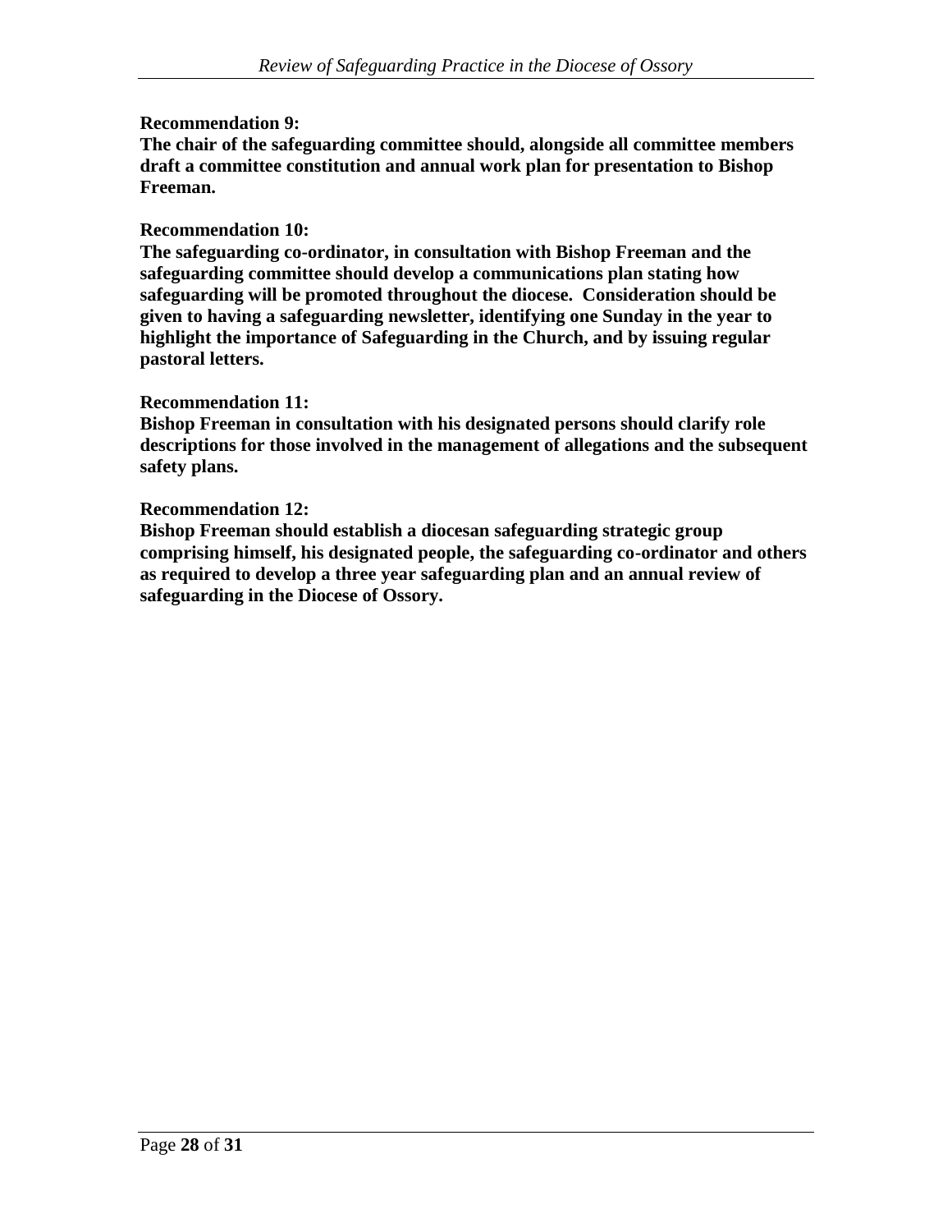**Recommendation 9:**
**The chair of the safeguarding committee should, alongside all committee members draft a committee constitution and annual work plan for presentation to Bishop Freeman.**

**Recommendation 10:**
**The safeguarding co-ordinator, in consultation with Bishop Freeman and the safeguarding committee should develop a communications plan stating how safeguarding will be promoted throughout the diocese. Consideration should be given to having a safeguarding newsletter, identifying one Sunday in the year to highlight the importance of Safeguarding in the Church, and by issuing regular pastoral letters.**

**Recommendation 11:**
**Bishop Freeman in consultation with his designated persons should clarify role descriptions for those involved in the management of allegations and the subsequent safety plans.**

**Recommendation 12:**
**Bishop Freeman should establish a diocesan safeguarding strategic group comprising himself, his designated people, the safeguarding co-ordinator and others as required to develop a three year safeguarding plan and an annual review of safeguarding in the Diocese of Ossory.**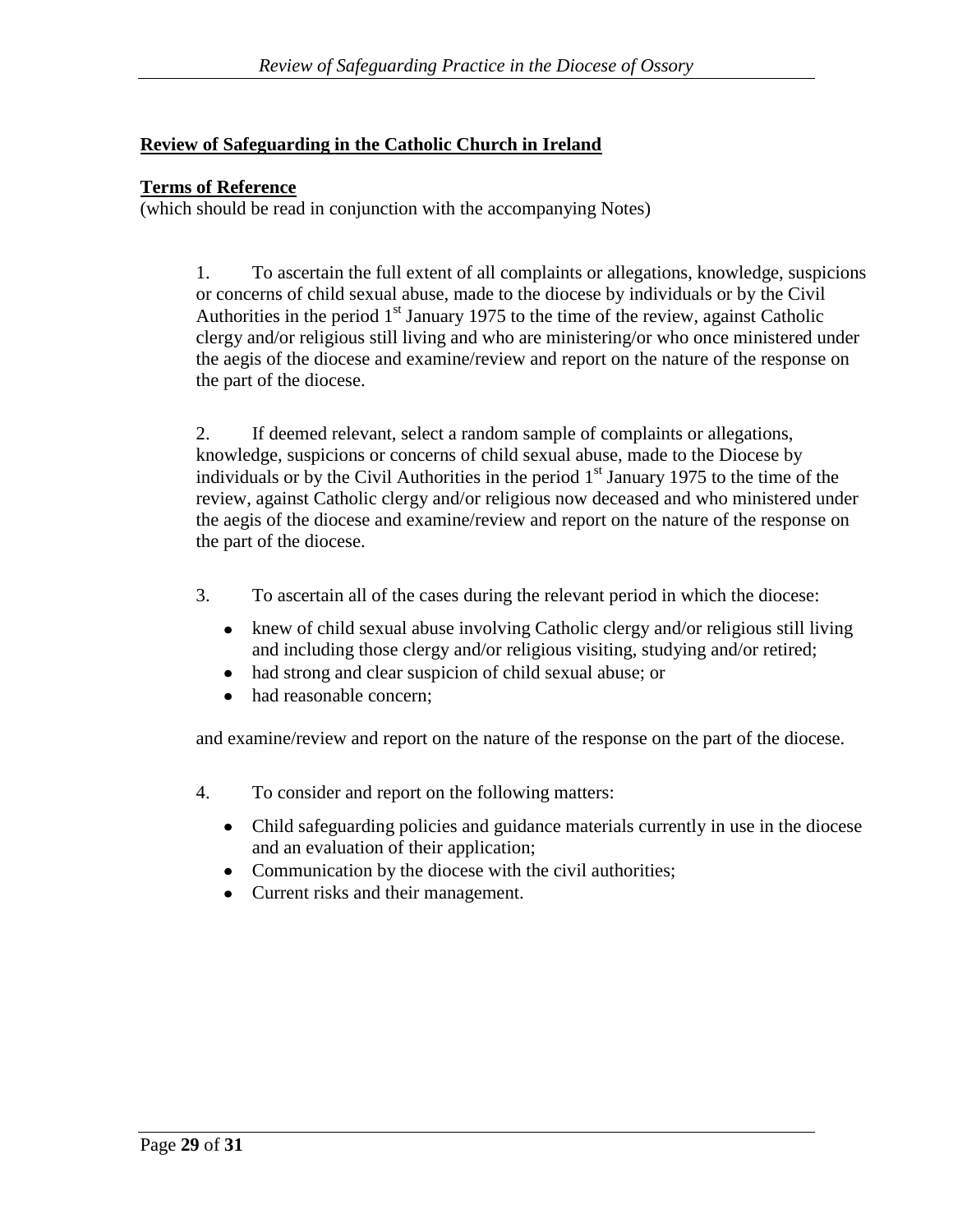**Review of Safeguarding in the Catholic Church in Ireland**

**Terms of Reference**
(which should be read in conjunction with the accompanying Notes)

1. To ascertain the full extent of all complaints or allegations, knowledge, suspicions or concerns of child sexual abuse, made to the diocese by individuals or by the Civil Authorities in the period 1st January 1975 to the time of the review, against Catholic clergy and/or religious still living and who are ministering/or who once ministered under the aegis of the diocese and examine/review and report on the nature of the response on the part of the diocese.

2. If deemed relevant, select a random sample of complaints or allegations, knowledge, suspicions or concerns of child sexual abuse, made to the Diocese by individuals or by the Civil Authorities in the period 1st January 1975 to the time of the review, against Catholic clergy and/or religious now deceased and who ministered under the aegis of the diocese and examine/review and report on the nature of the response on the part of the diocese.

3. To ascertain all of the cases during the relevant period in which the diocese:

- knew of child sexual abuse involving Catholic clergy and/or religious still living and including those clergy and/or religious visiting, studying and/or retired;
- had strong and clear suspicion of child sexual abuse; or
- had reasonable concern;

and examine/review and report on the nature of the response on the part of the diocese.

4. To consider and report on the following matters:

- Child safeguarding policies and guidance materials currently in use in the diocese and an evaluation of their application;
- Communication by the diocese with the civil authorities;
- Current risks and their management.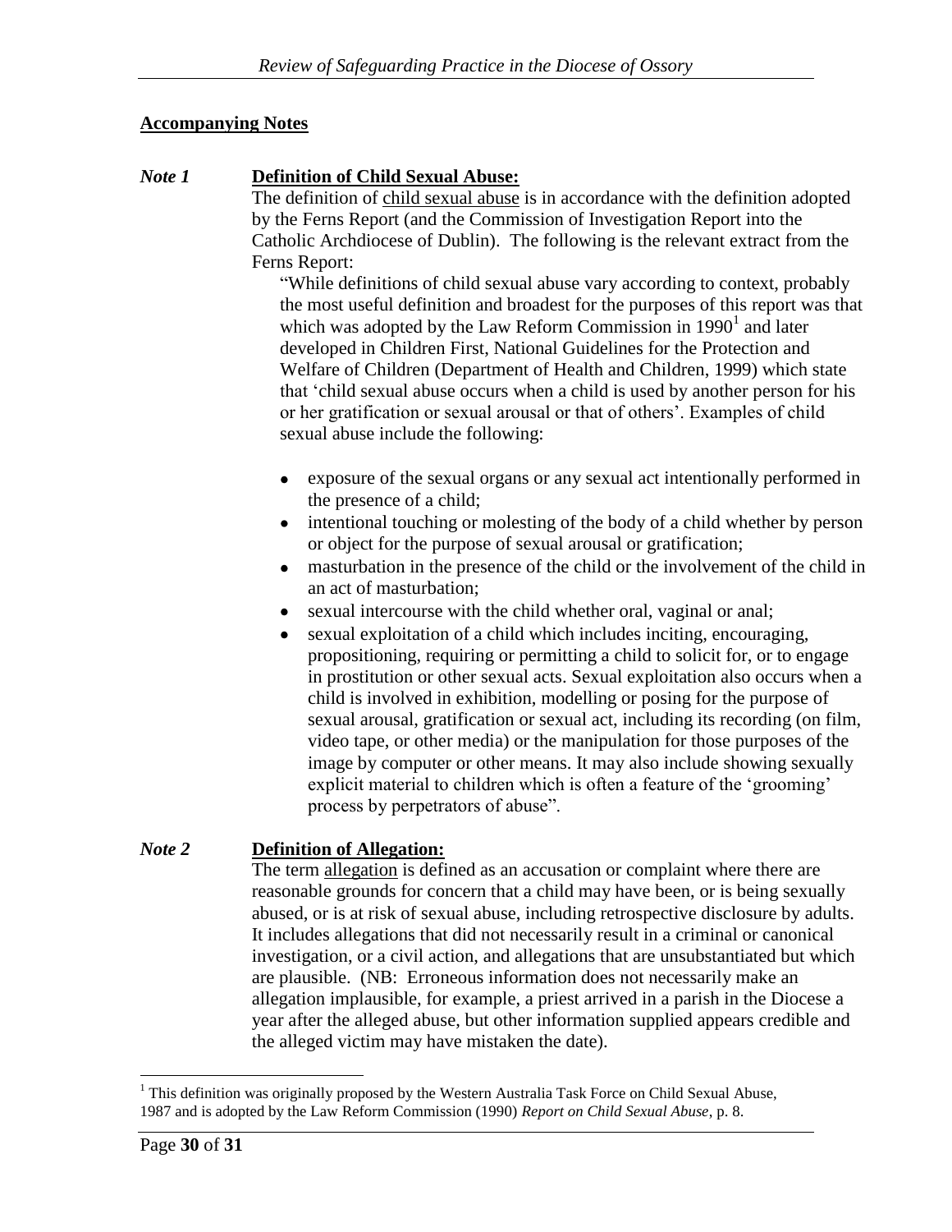## Accompanying Notes

***Note 1*** **Definition of Child Sexual Abuse:**

The definition of child sexual abuse is in accordance with the definition adopted by the Ferns Report (and the Commission of Investigation Report into the Catholic Archdiocese of Dublin). The following is the relevant extract from the Ferns Report:

> "While definitions of child sexual abuse vary according to context, probably the most useful definition and broadest for the purposes of this report was that which was adopted by the Law Reform Commission in 1990[1] and later developed in Children First, National Guidelines for the Protection and Welfare of Children (Department of Health and Children, 1999) which state that 'child sexual abuse occurs when a child is used by another person for his or her gratification or sexual arousal or that of others'. Examples of child sexual abuse include the following:
>
> - exposure of the sexual organs or any sexual act intentionally performed in the presence of a child;
> - intentional touching or molesting of the body of a child whether by person or object for the purpose of sexual arousal or gratification;
> - masturbation in the presence of the child or the involvement of the child in an act of masturbation;
> - sexual intercourse with the child whether oral, vaginal or anal;
> - sexual exploitation of a child which includes inciting, encouraging, propositioning, requiring or permitting a child to solicit for, or to engage in prostitution or other sexual acts. Sexual exploitation also occurs when a child is involved in exhibition, modelling or posing for the purpose of sexual arousal, gratification or sexual act, including its recording (on film, video tape, or other media) or the manipulation for those purposes of the image by computer or other means. It may also include showing sexually explicit material to children which is often a feature of the 'grooming' process by perpetrators of abuse".

***Note 2*** **Definition of Allegation:**

The term allegation is defined as an accusation or complaint where there are reasonable grounds for concern that a child may have been, or is being sexually abused, or is at risk of sexual abuse, including retrospective disclosure by adults. It includes allegations that did not necessarily result in a criminal or canonical investigation, or a civil action, and allegations that are unsubstantiated but which are plausible. (NB: Erroneous information does not necessarily make an allegation implausible, for example, a priest arrived in a parish in the Diocese a year after the alleged abuse, but other information supplied appears credible and the alleged victim may have mistaken the date).

---

[1] This definition was originally proposed by the Western Australia Task Force on Child Sexual Abuse, 1987 and is adopted by the Law Reform Commission (1990) *Report on Child Sexual Abuse*, p. 8.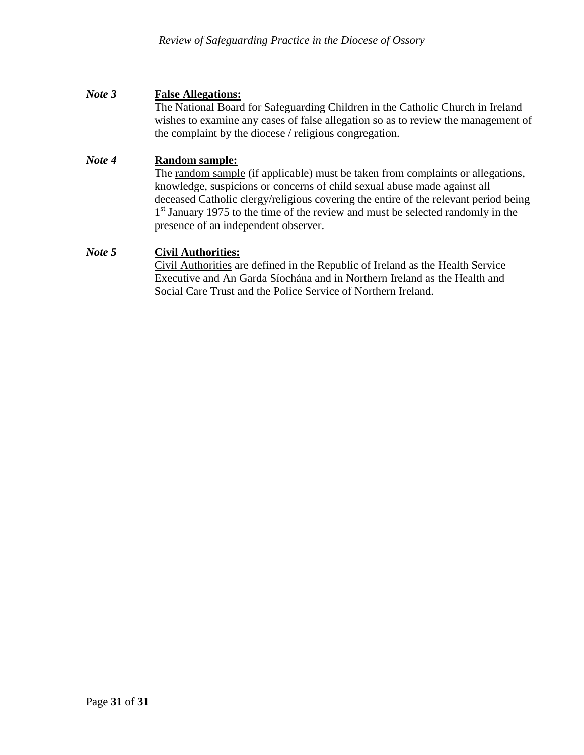***Note 3*** **False Allegations:**

The National Board for Safeguarding Children in the Catholic Church in Ireland wishes to examine any cases of false allegation so as to review the management of the complaint by the diocese / religious congregation.

***Note 4*** **Random sample:**

The random sample (if applicable) must be taken from complaints or allegations, knowledge, suspicions or concerns of child sexual abuse made against all deceased Catholic clergy/religious covering the entire of the relevant period being 1st January 1975 to the time of the review and must be selected randomly in the presence of an independent observer.

***Note 5*** **Civil Authorities:**

Civil Authorities are defined in the Republic of Ireland as the Health Service Executive and An Garda Síochána and in Northern Ireland as the Health and Social Care Trust and the Police Service of Northern Ireland.